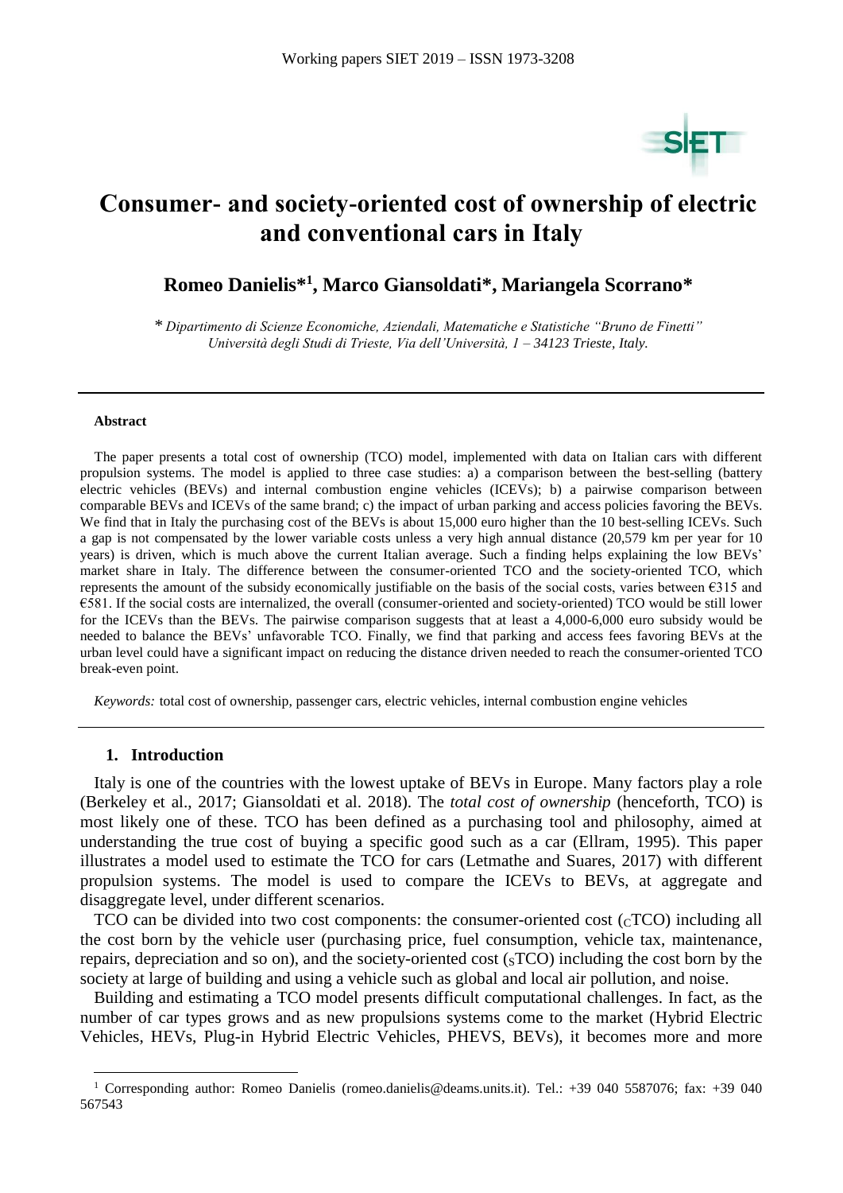# Consumer- and society-oriented cost of ownership of electric and conventional cars in Italy

**Romeo Danielis*[1], Marco Giansoldati*, Mariangela Scorrano***

*\* Dipartimento di Scienze Economiche, Aziendali, Matematiche e Statistiche "Bruno de Finetti" Università degli Studi di Trieste, Via dell'Università, 1 – 34123 Trieste, Italy.*

---

#### Abstract

The paper presents a total cost of ownership (TCO) model, implemented with data on Italian cars with different propulsion systems. The model is applied to three case studies: a) a comparison between the best-selling (battery electric vehicles (BEVs) and internal combustion engine vehicles (ICEVs); b) a pairwise comparison between comparable BEVs and ICEVs of the same brand; c) the impact of urban parking and access policies favoring the BEVs. We find that in Italy the purchasing cost of the BEVs is about 15,000 euro higher than the 10 best-selling ICEVs. Such a gap is not compensated by the lower variable costs unless a very high annual distance (20,579 km per year for 10 years) is driven, which is much above the current Italian average. Such a finding helps explaining the low BEVs' market share in Italy. The difference between the consumer-oriented TCO and the society-oriented TCO, which represents the amount of the subsidy economically justifiable on the basis of the social costs, varies between €315 and €581. If the social costs are internalized, the overall (consumer-oriented and society-oriented) TCO would be still lower for the ICEVs than the BEVs. The pairwise comparison suggests that at least a 4,000-6,000 euro subsidy would be needed to balance the BEVs' unfavorable TCO. Finally, we find that parking and access fees favoring BEVs at the urban level could have a significant impact on reducing the distance driven needed to reach the consumer-oriented TCO break-even point.

*Keywords:* total cost of ownership, passenger cars, electric vehicles, internal combustion engine vehicles

---

## 1. Introduction

Italy is one of the countries with the lowest uptake of BEVs in Europe. Many factors play a role (Berkeley et al., 2017; Giansoldati et al. 2018). The *total cost of ownership* (henceforth, TCO) is most likely one of these. TCO has been defined as a purchasing tool and philosophy, aimed at understanding the true cost of buying a specific good such as a car (Ellram, 1995). This paper illustrates a model used to estimate the TCO for cars (Letmathe and Suares, 2017) with different propulsion systems. The model is used to compare the ICEVs to BEVs, at aggregate and disaggregate level, under different scenarios.

TCO can be divided into two cost components: the consumer-oriented cost ($_{C}$TCO) including all the cost born by the vehicle user (purchasing price, fuel consumption, vehicle tax, maintenance, repairs, depreciation and so on), and the society-oriented cost ($_{S}$TCO) including the cost born by the society at large of building and using a vehicle such as global and local air pollution, and noise.

Building and estimating a TCO model presents difficult computational challenges. In fact, as the number of car types grows and as new propulsions systems come to the market (Hybrid Electric Vehicles, HEVs, Plug-in Hybrid Electric Vehicles, PHEVS, BEVs), it becomes more and more

[1] Corresponding author: Romeo Danielis (romeo.danielis@deams.units.it). Tel.: +39 040 5587076; fax: +39 040 567543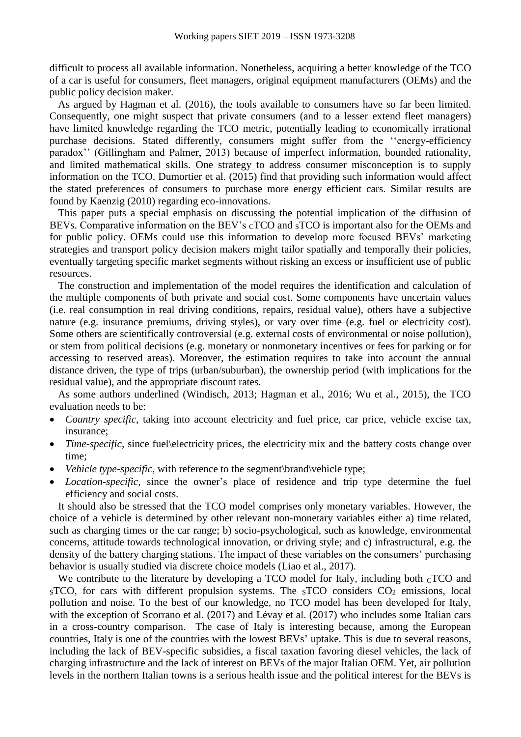difficult to process all available information. Nonetheless, acquiring a better knowledge of the TCO of a car is useful for consumers, fleet managers, original equipment manufacturers (OEMs) and the public policy decision maker.

As argued by Hagman et al. (2016), the tools available to consumers have so far been limited. Consequently, one might suspect that private consumers (and to a lesser extend fleet managers) have limited knowledge regarding the TCO metric, potentially leading to economically irrational purchase decisions. Stated differently, consumers might suffer from the ''energy-efficiency paradox'' (Gillingham and Palmer, 2013) because of imperfect information, bounded rationality, and limited mathematical skills. One strategy to address consumer misconception is to supply information on the TCO. Dumortier et al. (2015) find that providing such information would affect the stated preferences of consumers to purchase more energy efficient cars. Similar results are found by Kaenzig (2010) regarding eco-innovations.

This paper puts a special emphasis on discussing the potential implication of the diffusion of BEVs. Comparative information on the BEV's $_{C}$TCO and $_{S}$TCO is important also for the OEMs and for public policy. OEMs could use this information to develop more focused BEVs' marketing strategies and transport policy decision makers might tailor spatially and temporally their policies, eventually targeting specific market segments without risking an excess or insufficient use of public resources.

The construction and implementation of the model requires the identification and calculation of the multiple components of both private and social cost. Some components have uncertain values (i.e. real consumption in real driving conditions, repairs, residual value), others have a subjective nature (e.g. insurance premiums, driving styles), or vary over time (e.g. fuel or electricity cost). Some others are scientifically controversial (e.g. external costs of environmental or noise pollution), or stem from political decisions (e.g. monetary or nonmonetary incentives or fees for parking or for accessing to reserved areas). Moreover, the estimation requires to take into account the annual distance driven, the type of trips (urban/suburban), the ownership period (with implications for the residual value), and the appropriate discount rates.

As some authors underlined (Windisch, 2013; Hagman et al., 2016; Wu et al., 2015), the TCO evaluation needs to be:

- *Country specific*, taking into account electricity and fuel price, car price, vehicle excise tax, insurance;
- *Time-specific*, since fuel\electricity prices, the electricity mix and the battery costs change over time;
- *Vehicle type-specific*, with reference to the segment\brand\vehicle type;
- *Location-specific*, since the owner's place of residence and trip type determine the fuel efficiency and social costs.

It should also be stressed that the TCO model comprises only monetary variables. However, the choice of a vehicle is determined by other relevant non-monetary variables either a) time related, such as charging times or the car range; b) socio-psychological, such as knowledge, environmental concerns, attitude towards technological innovation, or driving style; and c) infrastructural, e.g. the density of the battery charging stations. The impact of these variables on the consumers' purchasing behavior is usually studied via discrete choice models (Liao et al., 2017).

We contribute to the literature by developing a TCO model for Italy, including both $_{C}$TCO and $_{S}$TCO, for cars with different propulsion systems. The $_{S}$TCO considers $CO_2$ emissions, local pollution and noise. To the best of our knowledge, no TCO model has been developed for Italy, with the exception of Scorrano et al. (2017) and Lévay et al. (2017) who includes some Italian cars in a cross-country comparison. The case of Italy is interesting because, among the European countries, Italy is one of the countries with the lowest BEVs' uptake. This is due to several reasons, including the lack of BEV-specific subsidies, a fiscal taxation favoring diesel vehicles, the lack of charging infrastructure and the lack of interest on BEVs of the major Italian OEM. Yet, air pollution levels in the northern Italian towns is a serious health issue and the political interest for the BEVs is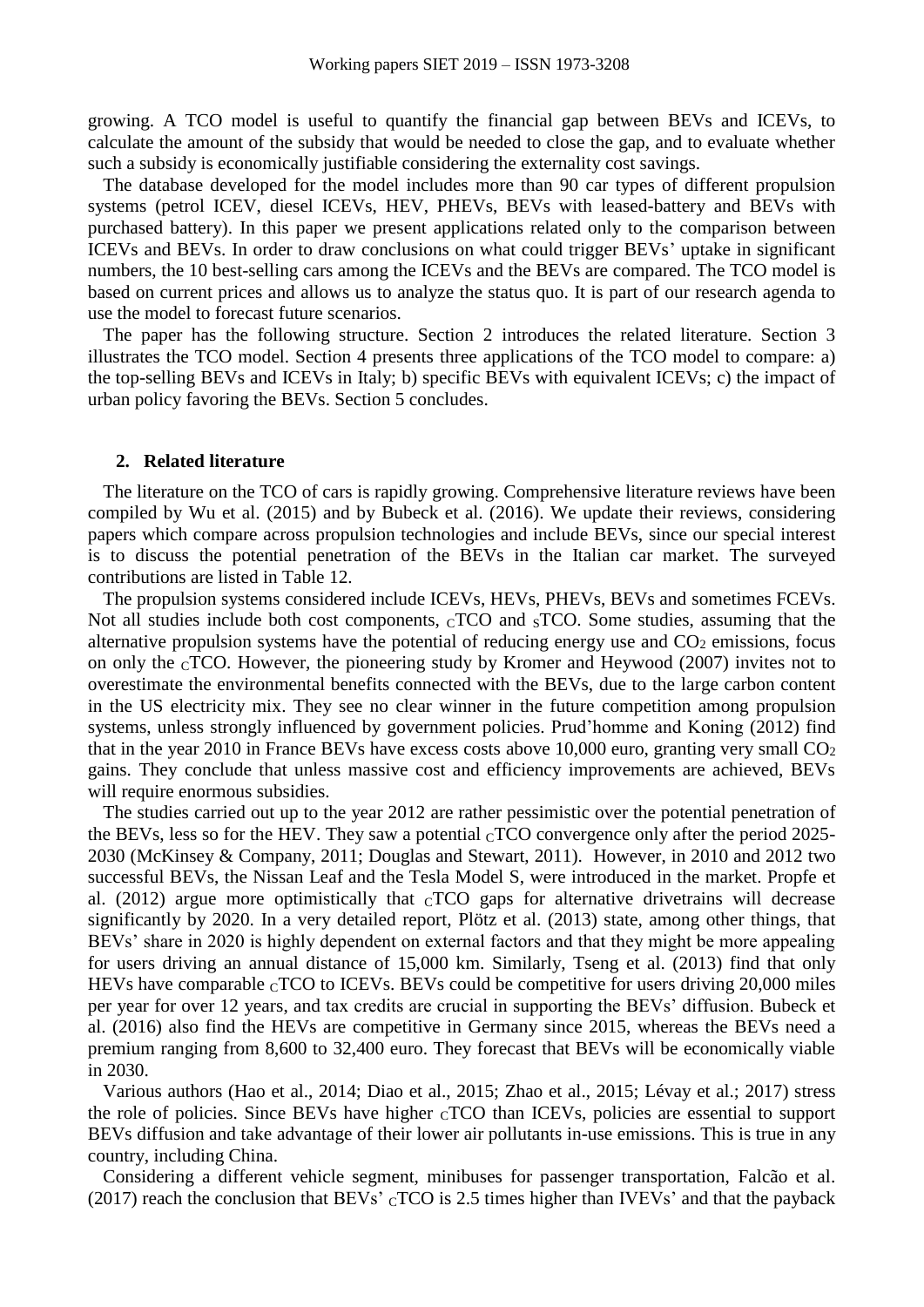growing. A TCO model is useful to quantify the financial gap between BEVs and ICEVs, to calculate the amount of the subsidy that would be needed to close the gap, and to evaluate whether such a subsidy is economically justifiable considering the externality cost savings.

The database developed for the model includes more than 90 car types of different propulsion systems (petrol ICEV, diesel ICEVs, HEV, PHEVs, BEVs with leased-battery and BEVs with purchased battery). In this paper we present applications related only to the comparison between ICEVs and BEVs. In order to draw conclusions on what could trigger BEVs' uptake in significant numbers, the 10 best-selling cars among the ICEVs and the BEVs are compared. The TCO model is based on current prices and allows us to analyze the status quo. It is part of our research agenda to use the model to forecast future scenarios.

The paper has the following structure. Section 2 introduces the related literature. Section 3 illustrates the TCO model. Section 4 presents three applications of the TCO model to compare: a) the top-selling BEVs and ICEVs in Italy; b) specific BEVs with equivalent ICEVs; c) the impact of urban policy favoring the BEVs. Section 5 concludes.

## 2. Related literature

The literature on the TCO of cars is rapidly growing. Comprehensive literature reviews have been compiled by Wu et al. (2015) and by Bubeck et al. (2016). We update their reviews, considering papers which compare across propulsion technologies and include BEVs, since our special interest is to discuss the potential penetration of the BEVs in the Italian car market. The surveyed contributions are listed in Table 12.

The propulsion systems considered include ICEVs, HEVs, PHEVs, BEVs and sometimes FCEVs. Not all studies include both cost components, $_C$TCO and $_S$TCO. Some studies, assuming that the alternative propulsion systems have the potential of reducing energy use and $CO_2$ emissions, focus on only the $_C$TCO. However, the pioneering study by Kromer and Heywood (2007) invites not to overestimate the environmental benefits connected with the BEVs, due to the large carbon content in the US electricity mix. They see no clear winner in the future competition among propulsion systems, unless strongly influenced by government policies. Prud'homme and Koning (2012) find that in the year 2010 in France BEVs have excess costs above 10,000 euro, granting very small $CO_2$ gains. They conclude that unless massive cost and efficiency improvements are achieved, BEVs will require enormous subsidies.

The studies carried out up to the year 2012 are rather pessimistic over the potential penetration of the BEVs, less so for the HEV. They saw a potential $_C$TCO convergence only after the period 2025-2030 (McKinsey & Company, 2011; Douglas and Stewart, 2011). However, in 2010 and 2012 two successful BEVs, the Nissan Leaf and the Tesla Model S, were introduced in the market. Propfe et al. (2012) argue more optimistically that $_C$TCO gaps for alternative drivetrains will decrease significantly by 2020. In a very detailed report, Plötz et al. (2013) state, among other things, that BEVs' share in 2020 is highly dependent on external factors and that they might be more appealing for users driving an annual distance of 15,000 km. Similarly, Tseng et al. (2013) find that only HEVs have comparable $_C$TCO to ICEVs. BEVs could be competitive for users driving 20,000 miles per year for over 12 years, and tax credits are crucial in supporting the BEVs' diffusion. Bubeck et al. (2016) also find the HEVs are competitive in Germany since 2015, whereas the BEVs need a premium ranging from 8,600 to 32,400 euro. They forecast that BEVs will be economically viable in 2030.

Various authors (Hao et al., 2014; Diao et al., 2015; Zhao et al., 2015; Lévay et al.; 2017) stress the role of policies. Since BEVs have higher $_C$TCO than ICEVs, policies are essential to support BEVs diffusion and take advantage of their lower air pollutants in-use emissions. This is true in any country, including China.

Considering a different vehicle segment, minibuses for passenger transportation, Falcão et al. (2017) reach the conclusion that BEVs' $_C$TCO is 2.5 times higher than IVEVs' and that the payback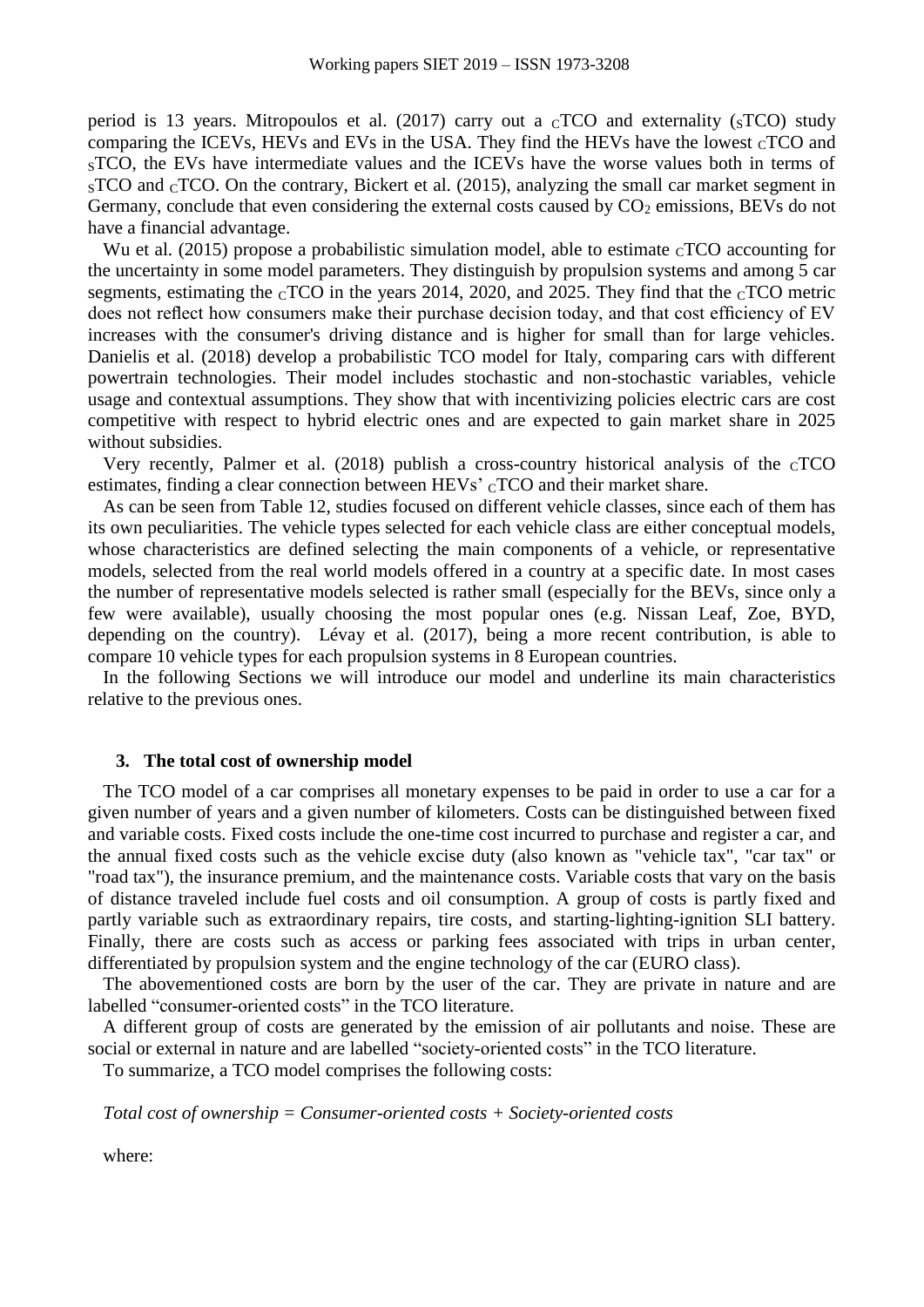period is 13 years. Mitropoulos et al. (2017) carry out a $_C$TCO and externality ($_S$TCO) study comparing the ICEVs, HEVs and EVs in the USA. They find the HEVs have the lowest $_C$TCO and $_S$TCO, the EVs have intermediate values and the ICEVs have the worse values both in terms of $_S$TCO and $_C$TCO. On the contrary, Bickert et al. (2015), analyzing the small car market segment in Germany, conclude that even considering the external costs caused by $CO_2$ emissions, BEVs do not have a financial advantage.

Wu et al. (2015) propose a probabilistic simulation model, able to estimate $_C$TCO accounting for the uncertainty in some model parameters. They distinguish by propulsion systems and among 5 car segments, estimating the $_C$TCO in the years 2014, 2020, and 2025. They find that the $_C$TCO metric does not reflect how consumers make their purchase decision today, and that cost efficiency of EV increases with the consumer's driving distance and is higher for small than for large vehicles. Danielis et al. (2018) develop a probabilistic TCO model for Italy, comparing cars with different powertrain technologies. Their model includes stochastic and non-stochastic variables, vehicle usage and contextual assumptions. They show that with incentivizing policies electric cars are cost competitive with respect to hybrid electric ones and are expected to gain market share in 2025 without subsidies.

Very recently, Palmer et al. (2018) publish a cross-country historical analysis of the $_C$TCO estimates, finding a clear connection between HEVs' $_C$TCO and their market share.

As can be seen from Table 12, studies focused on different vehicle classes, since each of them has its own peculiarities. The vehicle types selected for each vehicle class are either conceptual models, whose characteristics are defined selecting the main components of a vehicle, or representative models, selected from the real world models offered in a country at a specific date. In most cases the number of representative models selected is rather small (especially for the BEVs, since only a few were available), usually choosing the most popular ones (e.g. Nissan Leaf, Zoe, BYD, depending on the country). Lévay et al. (2017), being a more recent contribution, is able to compare 10 vehicle types for each propulsion systems in 8 European countries.

In the following Sections we will introduce our model and underline its main characteristics relative to the previous ones.

## 3. The total cost of ownership model

The TCO model of a car comprises all monetary expenses to be paid in order to use a car for a given number of years and a given number of kilometers. Costs can be distinguished between fixed and variable costs. Fixed costs include the one-time cost incurred to purchase and register a car, and the annual fixed costs such as the vehicle excise duty (also known as "vehicle tax", "car tax" or "road tax"), the insurance premium, and the maintenance costs. Variable costs that vary on the basis of distance traveled include fuel costs and oil consumption. A group of costs is partly fixed and partly variable such as extraordinary repairs, tire costs, and starting-lighting-ignition SLI battery. Finally, there are costs such as access or parking fees associated with trips in urban center, differentiated by propulsion system and the engine technology of the car (EURO class).

The abovementioned costs are born by the user of the car. They are private in nature and are labelled "consumer-oriented costs" in the TCO literature.

A different group of costs are generated by the emission of air pollutants and noise. These are social or external in nature and are labelled "society-oriented costs" in the TCO literature.

To summarize, a TCO model comprises the following costs:

*Total cost of ownership = Consumer-oriented costs + Society-oriented costs*

where: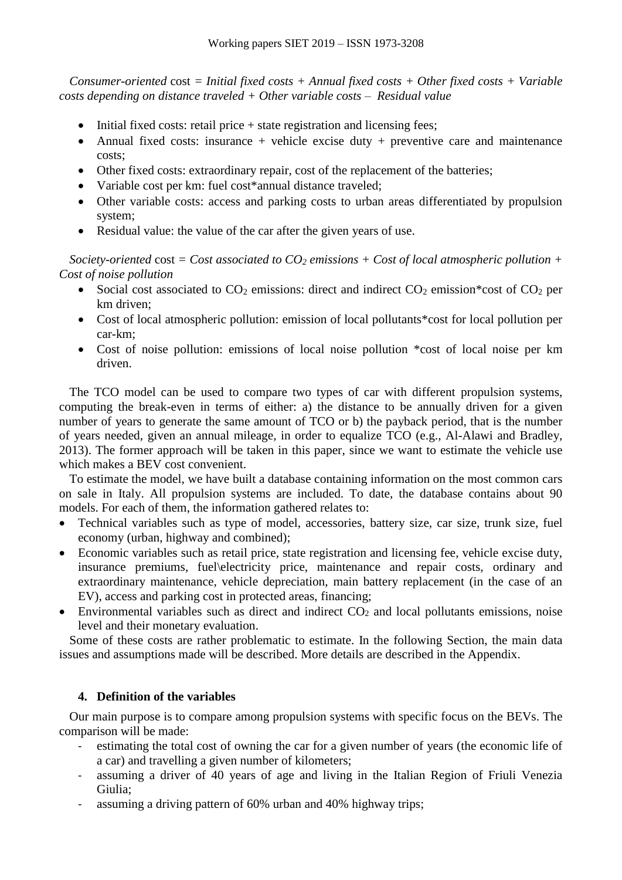*Consumer-oriented* cost *= Initial fixed costs + Annual fixed costs + Other fixed costs + Variable costs depending on distance traveled + Other variable costs – Residual value*

- Initial fixed costs: retail price + state registration and licensing fees;
- Annual fixed costs: insurance + vehicle excise duty + preventive care and maintenance costs;
- Other fixed costs: extraordinary repair, cost of the replacement of the batteries;
- Variable cost per km: fuel cost*annual distance traveled;
- Other variable costs: access and parking costs to urban areas differentiated by propulsion system;
- Residual value: the value of the car after the given years of use.

*Society-oriented* cost = *Cost associated to $CO_2$ emissions + Cost of local atmospheric pollution + Cost of noise pollution*

- Social cost associated to $CO_2$ emissions: direct and indirect $CO_2$ emission*cost of $CO_2$ per km driven;
- Cost of local atmospheric pollution: emission of local pollutants*cost for local pollution per car-km;
- Cost of noise pollution: emissions of local noise pollution *cost of local noise per km driven.

The TCO model can be used to compare two types of car with different propulsion systems, computing the break-even in terms of either: a) the distance to be annually driven for a given number of years to generate the same amount of TCO or b) the payback period, that is the number of years needed, given an annual mileage, in order to equalize TCO (e.g., Al-Alawi and Bradley, 2013). The former approach will be taken in this paper, since we want to estimate the vehicle use which makes a BEV cost convenient.

To estimate the model, we have built a database containing information on the most common cars on sale in Italy. All propulsion systems are included. To date, the database contains about 90 models. For each of them, the information gathered relates to:

- Technical variables such as type of model, accessories, battery size, car size, trunk size, fuel economy (urban, highway and combined);
- Economic variables such as retail price, state registration and licensing fee, vehicle excise duty, insurance premiums, fuel\electricity price, maintenance and repair costs, ordinary and extraordinary maintenance, vehicle depreciation, main battery replacement (in the case of an EV), access and parking cost in protected areas, financing;
- Environmental variables such as direct and indirect $CO_2$ and local pollutants emissions, noise level and their monetary evaluation.

Some of these costs are rather problematic to estimate. In the following Section, the main data issues and assumptions made will be described. More details are described in the Appendix.

## 4. Definition of the variables

Our main purpose is to compare among propulsion systems with specific focus on the BEVs. The comparison will be made:

- estimating the total cost of owning the car for a given number of years (the economic life of a car) and travelling a given number of kilometers;
- assuming a driver of 40 years of age and living in the Italian Region of Friuli Venezia Giulia;
- assuming a driving pattern of 60% urban and 40% highway trips;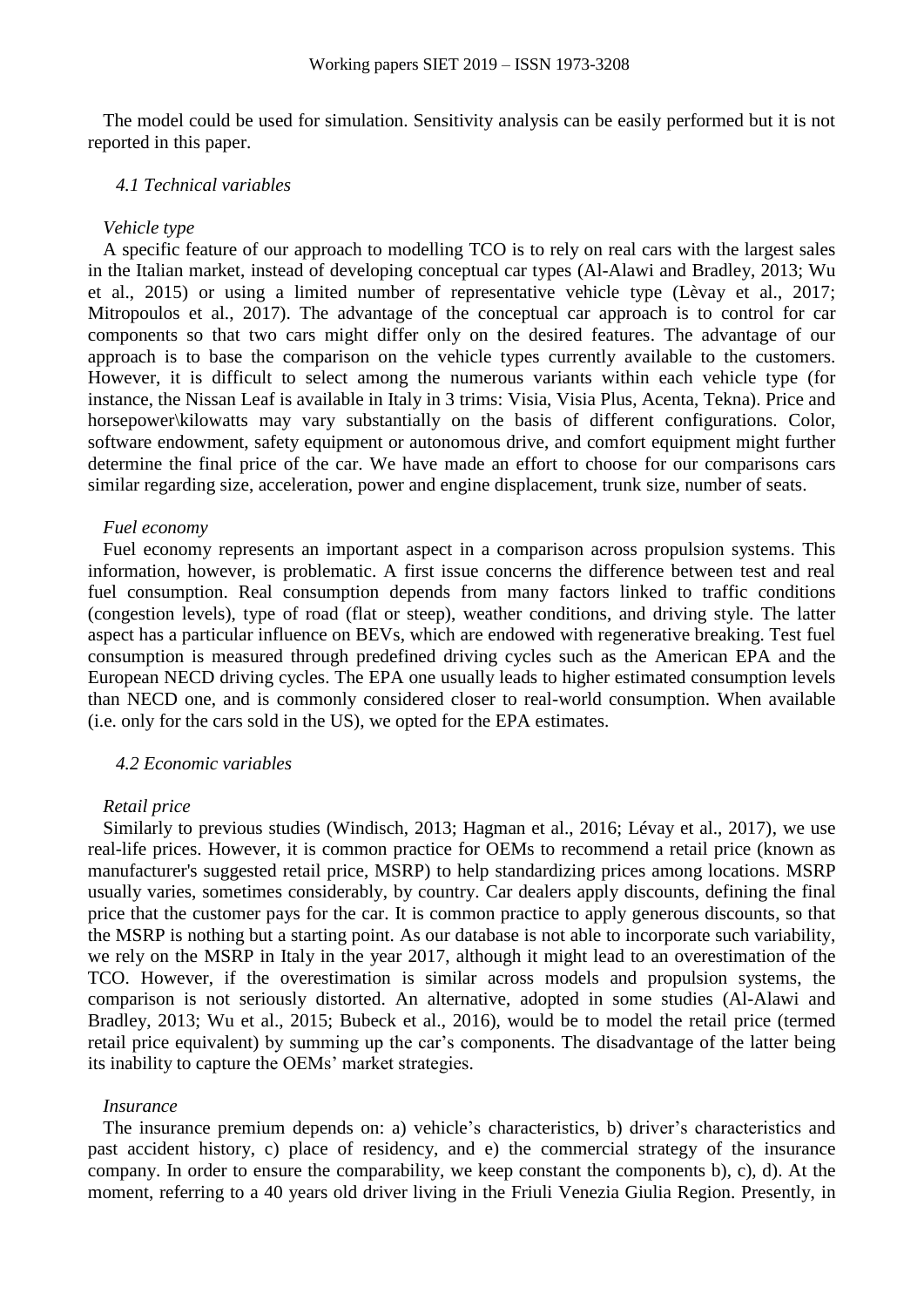The model could be used for simulation. Sensitivity analysis can be easily performed but it is not reported in this paper.

### *4.1 Technical variables*

*Vehicle type*

A specific feature of our approach to modelling TCO is to rely on real cars with the largest sales in the Italian market, instead of developing conceptual car types (Al-Alawi and Bradley, 2013; Wu et al., 2015) or using a limited number of representative vehicle type (Lèvay et al., 2017; Mitropoulos et al., 2017). The advantage of the conceptual car approach is to control for car components so that two cars might differ only on the desired features. The advantage of our approach is to base the comparison on the vehicle types currently available to the customers. However, it is difficult to select among the numerous variants within each vehicle type (for instance, the Nissan Leaf is available in Italy in 3 trims: Visia, Visia Plus, Acenta, Tekna). Price and horsepower\kilowatts may vary substantially on the basis of different configurations. Color, software endowment, safety equipment or autonomous drive, and comfort equipment might further determine the final price of the car. We have made an effort to choose for our comparisons cars similar regarding size, acceleration, power and engine displacement, trunk size, number of seats.

*Fuel economy*

Fuel economy represents an important aspect in a comparison across propulsion systems. This information, however, is problematic. A first issue concerns the difference between test and real fuel consumption. Real consumption depends from many factors linked to traffic conditions (congestion levels), type of road (flat or steep), weather conditions, and driving style. The latter aspect has a particular influence on BEVs, which are endowed with regenerative breaking. Test fuel consumption is measured through predefined driving cycles such as the American EPA and the European NECD driving cycles. The EPA one usually leads to higher estimated consumption levels than NECD one, and is commonly considered closer to real-world consumption. When available (i.e. only for the cars sold in the US), we opted for the EPA estimates.

### *4.2 Economic variables*

*Retail price*

Similarly to previous studies (Windisch, 2013; Hagman et al., 2016; Lévay et al., 2017), we use real-life prices. However, it is common practice for OEMs to recommend a retail price (known as manufacturer's suggested retail price, MSRP) to help standardizing prices among locations. MSRP usually varies, sometimes considerably, by country. Car dealers apply discounts, defining the final price that the customer pays for the car. It is common practice to apply generous discounts, so that the MSRP is nothing but a starting point. As our database is not able to incorporate such variability, we rely on the MSRP in Italy in the year 2017, although it might lead to an overestimation of the TCO. However, if the overestimation is similar across models and propulsion systems, the comparison is not seriously distorted. An alternative, adopted in some studies (Al-Alawi and Bradley, 2013; Wu et al., 2015; Bubeck et al., 2016), would be to model the retail price (termed retail price equivalent) by summing up the car's components. The disadvantage of the latter being its inability to capture the OEMs' market strategies.

*Insurance*

The insurance premium depends on: a) vehicle's characteristics, b) driver's characteristics and past accident history, c) place of residency, and e) the commercial strategy of the insurance company. In order to ensure the comparability, we keep constant the components b), c), d). At the moment, referring to a 40 years old driver living in the Friuli Venezia Giulia Region. Presently, in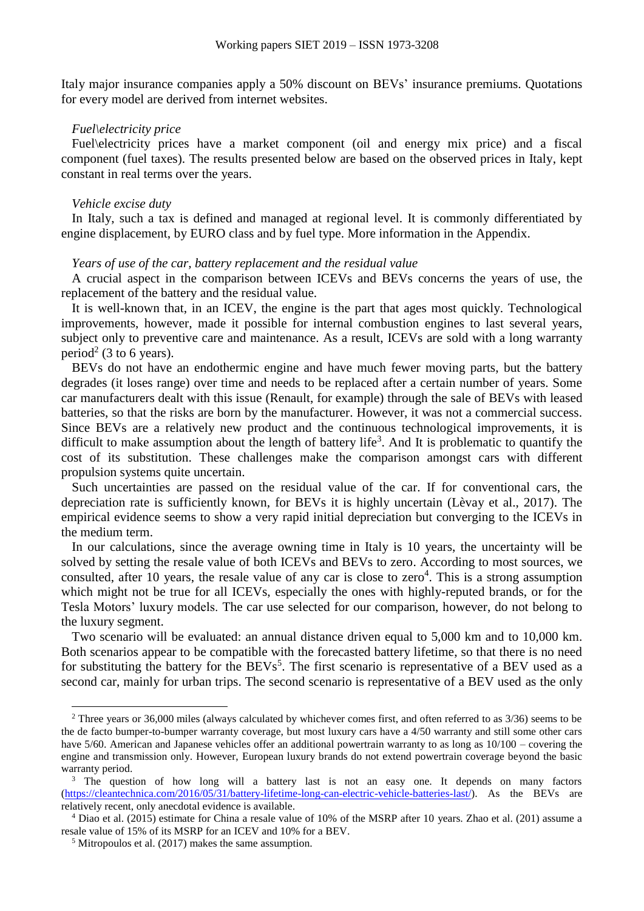Italy major insurance companies apply a 50% discount on BEVs' insurance premiums. Quotations for every model are derived from internet websites.

*Fuel\electricity price*

Fuel\electricity prices have a market component (oil and energy mix price) and a fiscal component (fuel taxes). The results presented below are based on the observed prices in Italy, kept constant in real terms over the years.

*Vehicle excise duty*

In Italy, such a tax is defined and managed at regional level. It is commonly differentiated by engine displacement, by EURO class and by fuel type. More information in the Appendix.

*Years of use of the car, battery replacement and the residual value*

A crucial aspect in the comparison between ICEVs and BEVs concerns the years of use, the replacement of the battery and the residual value.

It is well-known that, in an ICEV, the engine is the part that ages most quickly. Technological improvements, however, made it possible for internal combustion engines to last several years, subject only to preventive care and maintenance. As a result, ICEVs are sold with a long warranty period[2] (3 to 6 years).

BEVs do not have an endothermic engine and have much fewer moving parts, but the battery degrades (it loses range) over time and needs to be replaced after a certain number of years. Some car manufacturers dealt with this issue (Renault, for example) through the sale of BEVs with leased batteries, so that the risks are born by the manufacturer. However, it was not a commercial success. Since BEVs are a relatively new product and the continuous technological improvements, it is difficult to make assumption about the length of battery life[3]. And It is problematic to quantify the cost of its substitution. These challenges make the comparison amongst cars with different propulsion systems quite uncertain.

Such uncertainties are passed on the residual value of the car. If for conventional cars, the depreciation rate is sufficiently known, for BEVs it is highly uncertain (Lèvay et al., 2017). The empirical evidence seems to show a very rapid initial depreciation but converging to the ICEVs in the medium term.

In our calculations, since the average owning time in Italy is 10 years, the uncertainty will be solved by setting the resale value of both ICEVs and BEVs to zero. According to most sources, we consulted, after 10 years, the resale value of any car is close to zero[4]. This is a strong assumption which might not be true for all ICEVs, especially the ones with highly-reputed brands, or for the Tesla Motors' luxury models. The car use selected for our comparison, however, do not belong to the luxury segment.

Two scenario will be evaluated: an annual distance driven equal to 5,000 km and to 10,000 km. Both scenarios appear to be compatible with the forecasted battery lifetime, so that there is no need for substituting the battery for the BEVs[5]. The first scenario is representative of a BEV used as a second car, mainly for urban trips. The second scenario is representative of a BEV used as the only

---

[2] Three years or 36,000 miles (always calculated by whichever comes first, and often referred to as 3/36) seems to be the de facto bumper-to-bumper warranty coverage, but most luxury cars have a 4/50 warranty and still some other cars have 5/60. American and Japanese vehicles offer an additional powertrain warranty to as long as 10/100 – covering the engine and transmission only. However, European luxury brands do not extend powertrain coverage beyond the basic warranty period.

[3] The question of how long will a battery last is not an easy one. It depends on many factors (https://cleantechnica.com/2016/05/31/battery-lifetime-long-can-electric-vehicle-batteries-last/). As the BEVs are relatively recent, only anecdotal evidence is available.

[4] Diao et al. (2015) estimate for China a resale value of 10% of the MSRP after 10 years. Zhao et al. (201) assume a resale value of 15% of its MSRP for an ICEV and 10% for a BEV.

[5] Mitropoulos et al. (2017) makes the same assumption.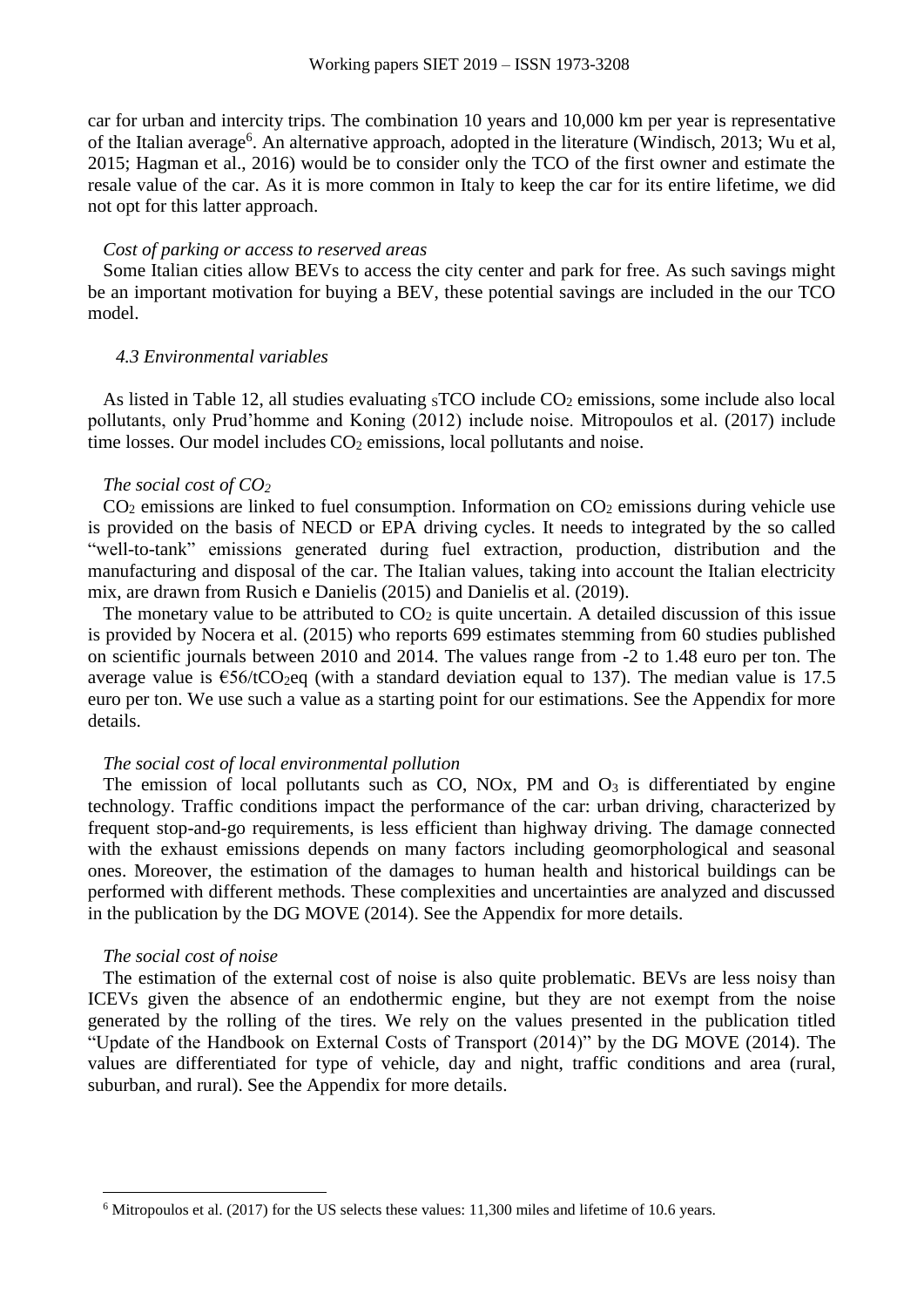car for urban and intercity trips. The combination 10 years and 10,000 km per year is representative of the Italian average[6]. An alternative approach, adopted in the literature (Windisch, 2013; Wu et al, 2015; Hagman et al., 2016) would be to consider only the TCO of the first owner and estimate the resale value of the car. As it is more common in Italy to keep the car for its entire lifetime, we did not opt for this latter approach.

*Cost of parking or access to reserved areas*

Some Italian cities allow BEVs to access the city center and park for free. As such savings might be an important motivation for buying a BEV, these potential savings are included in the our TCO model.

### *4.3 Environmental variables*

As listed in Table 12, all studies evaluating $_{S}$TCO include $CO_2$ emissions, some include also local pollutants, only Prud'homme and Koning (2012) include noise. Mitropoulos et al. (2017) include time losses. Our model includes $CO_2$ emissions, local pollutants and noise.

*The social cost of $CO_2$*

$CO_2$ emissions are linked to fuel consumption. Information on $CO_2$ emissions during vehicle use is provided on the basis of NECD or EPA driving cycles. It needs to integrated by the so called "well-to-tank" emissions generated during fuel extraction, production, distribution and the manufacturing and disposal of the car. The Italian values, taking into account the Italian electricity mix, are drawn from Rusich e Danielis (2015) and Danielis et al. (2019).

The monetary value to be attributed to $CO_2$ is quite uncertain. A detailed discussion of this issue is provided by Nocera et al. (2015) who reports 699 estimates stemming from 60 studies published on scientific journals between 2010 and 2014. The values range from -2 to 1.48 euro per ton. The average value is €56/t$CO_2$eq (with a standard deviation equal to 137). The median value is 17.5 euro per ton. We use such a value as a starting point for our estimations. See the Appendix for more details.

*The social cost of local environmental pollution*

The emission of local pollutants such as CO, NOx, PM and $O_3$ is differentiated by engine technology. Traffic conditions impact the performance of the car: urban driving, characterized by frequent stop-and-go requirements, is less efficient than highway driving. The damage connected with the exhaust emissions depends on many factors including geomorphological and seasonal ones. Moreover, the estimation of the damages to human health and historical buildings can be performed with different methods. These complexities and uncertainties are analyzed and discussed in the publication by the DG MOVE (2014). See the Appendix for more details.

*The social cost of noise*

The estimation of the external cost of noise is also quite problematic. BEVs are less noisy than ICEVs given the absence of an endothermic engine, but they are not exempt from the noise generated by the rolling of the tires. We rely on the values presented in the publication titled "Update of the Handbook on External Costs of Transport (2014)" by the DG MOVE (2014). The values are differentiated for type of vehicle, day and night, traffic conditions and area (rural, suburban, and rural). See the Appendix for more details.

---

[6] Mitropoulos et al. (2017) for the US selects these values: 11,300 miles and lifetime of 10.6 years.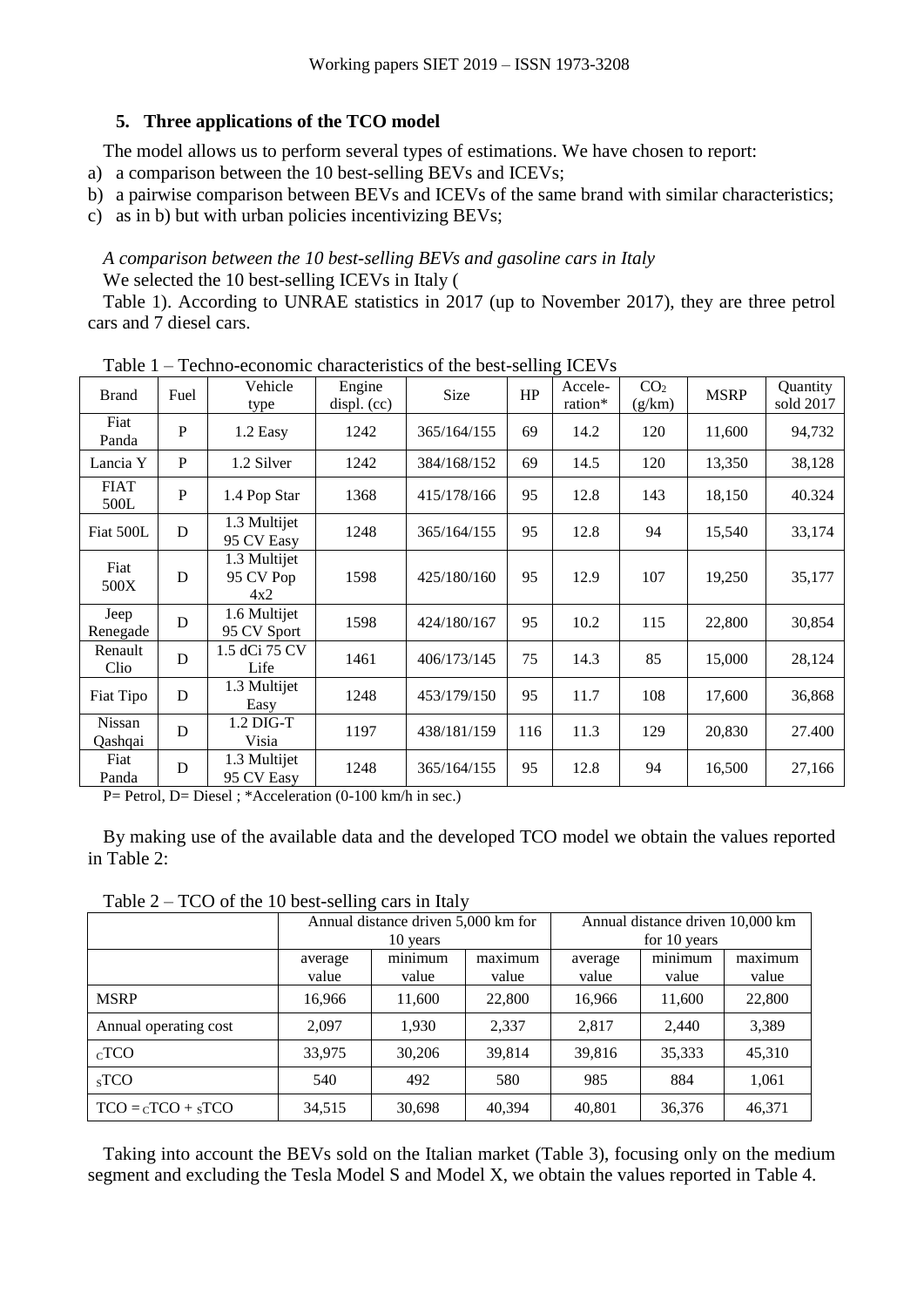## 5. Three applications of the TCO model

The model allows us to perform several types of estimations. We have chosen to report:

a) a comparison between the 10 best-selling BEVs and ICEVs;
b) a pairwise comparison between BEVs and ICEVs of the same brand with similar characteristics;
c) as in b) but with urban policies incentivizing BEVs;

*A comparison between the 10 best-selling BEVs and gasoline cars in Italy*

We selected the 10 best-selling ICEVs in Italy (

Table 1). According to UNRAE statistics in 2017 (up to November 2017), they are three petrol cars and 7 diesel cars.

Table 1 – Techno-economic characteristics of the best-selling ICEVs

| Brand | Fuel | Vehicle type | Engine displ. (cc) | Size | HP | Accele-ration* | $CO_2$ (g/km) | MSRP | Quantity sold 2017 |
|---|---|---|---|---|---|---|---|---|---|
| Fiat Panda | P | 1.2 Easy | 1242 | 365/164/155 | 69 | 14.2 | 120 | 11,600 | 94,732 |
| Lancia Y | P | 1.2 Silver | 1242 | 384/168/152 | 69 | 14.5 | 120 | 13,350 | 38,128 |
| FIAT 500L | P | 1.4 Pop Star | 1368 | 415/178/166 | 95 | 12.8 | 143 | 18,150 | 40.324 |
| Fiat 500L | D | 1.3 Multijet 95 CV Easy | 1248 | 365/164/155 | 95 | 12.8 | 94 | 15,540 | 33,174 |
| Fiat 500X | D | 1.3 Multijet 95 CV Pop 4x2 | 1598 | 425/180/160 | 95 | 12.9 | 107 | 19,250 | 35,177 |
| Jeep Renegade | D | 1.6 Multijet 95 CV Sport | 1598 | 424/180/167 | 95 | 10.2 | 115 | 22,800 | 30,854 |
| Renault Clio | D | 1.5 dCi 75 CV Life | 1461 | 406/173/145 | 75 | 14.3 | 85 | 15,000 | 28,124 |
| Fiat Tipo | D | 1.3 Multijet Easy | 1248 | 453/179/150 | 95 | 11.7 | 108 | 17,600 | 36,868 |
| Nissan Qashqai | D | 1.2 DIG-T Visia | 1197 | 438/181/159 | 116 | 11.3 | 129 | 20,830 | 27.400 |
| Fiat Panda | D | 1.3 Multijet 95 CV Easy | 1248 | 365/164/155 | 95 | 12.8 | 94 | 16,500 | 27,166 |

P= Petrol, D= Diesel ; *Acceleration (0-100 km/h in sec.)

By making use of the available data and the developed TCO model we obtain the values reported in Table 2:

Table 2 – TCO of the 10 best-selling cars in Italy

| | Annual distance driven 5,000 km for 10 years | | | Annual distance driven 10,000 km for 10 years | | |
|---|---|---|---|---|---|---|
| | average value | minimum value | maximum value | average value | minimum value | maximum value |
| MSRP | 16,966 | 11,600 | 22,800 | 16,966 | 11,600 | 22,800 |
| Annual operating cost | 2,097 | 1,930 | 2,337 | 2,817 | 2,440 | 3,389 |
| $_{C}$TCO | 33,975 | 30,206 | 39,814 | 39,816 | 35,333 | 45,310 |
| $_{S}$TCO | 540 | 492 | 580 | 985 | 884 | 1,061 |
| TCO = $_{C}$TCO + $_{S}$TCO | 34,515 | 30,698 | 40,394 | 40,801 | 36,376 | 46,371 |

Taking into account the BEVs sold on the Italian market (Table 3), focusing only on the medium segment and excluding the Tesla Model S and Model X, we obtain the values reported in Table 4.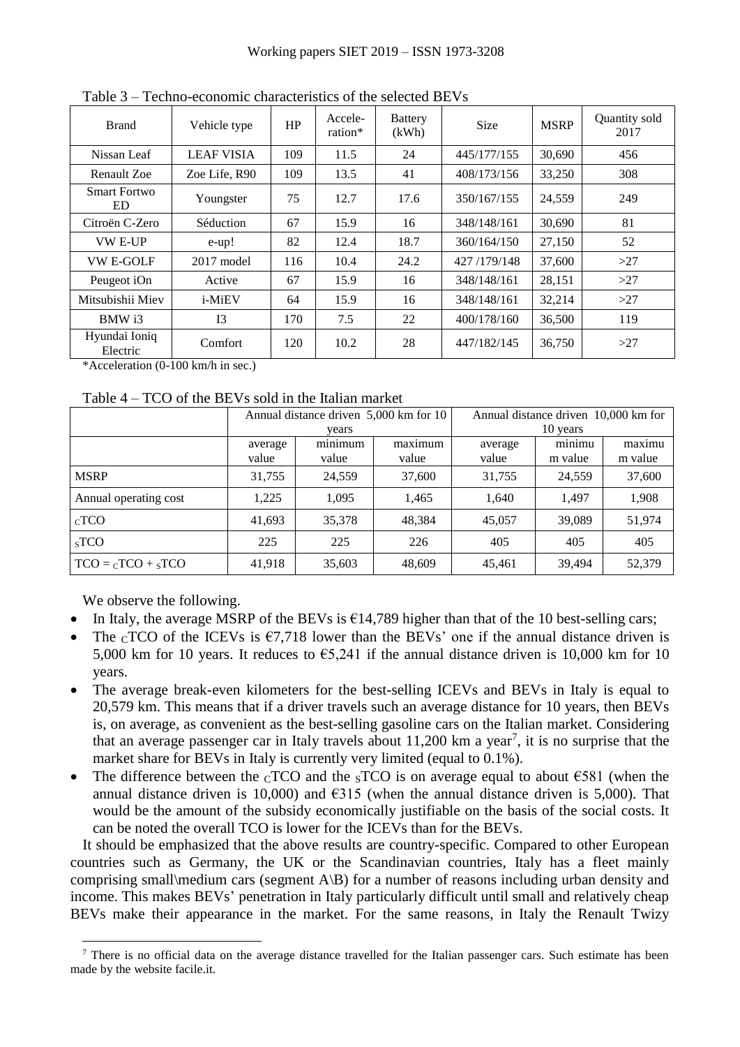Table 3 – Techno-economic characteristics of the selected BEVs

| Brand | Vehicle type | HP | Accele-ration* | Battery (kWh) | Size | MSRP | Quantity sold 2017 |
|---|---|---|---|---|---|---|---|
| Nissan Leaf | LEAF VISIA | 109 | 11.5 | 24 | 445/177/155 | 30,690 | 456 |
| Renault Zoe | Zoe Life, R90 | 109 | 13.5 | 41 | 408/173/156 | 33,250 | 308 |
| Smart Fortwo ED | Youngster | 75 | 12.7 | 17.6 | 350/167/155 | 24,559 | 249 |
| Citroën C-Zero | Séduction | 67 | 15.9 | 16 | 348/148/161 | 30,690 | 81 |
| VW E-UP | e-up! | 82 | 12.4 | 18.7 | 360/164/150 | 27,150 | 52 |
| VW E-GOLF | 2017 model | 116 | 10.4 | 24.2 | 427 /179/148 | 37,600 | >27 |
| Peugeot iOn | Active | 67 | 15.9 | 16 | 348/148/161 | 28,151 | >27 |
| Mitsubishii Miev | i-MiEV | 64 | 15.9 | 16 | 348/148/161 | 32,214 | >27 |
| BMW i3 | I3 | 170 | 7.5 | 22 | 400/178/160 | 36,500 | 119 |
| Hyundai Ioniq Electric | Comfort | 120 | 10.2 | 28 | 447/182/145 | 36,750 | >27 |

*Acceleration (0-100 km/h in sec.)

Table 4 – TCO of the BEVs sold in the Italian market

| | Annual distance driven 5,000 km for 10 years | | | Annual distance driven 10,000 km for 10 years | | |
|---|---|---|---|---|---|---|
| | average value | minimum value | maximum value | average value | minimu m value | maximu m value |
| MSRP | 31,755 | 24,559 | 37,600 | 31,755 | 24,559 | 37,600 |
| Annual operating cost | 1,225 | 1,095 | 1,465 | 1,640 | 1,497 | 1,908 |
| $_{C}$TCO | 41,693 | 35,378 | 48,384 | 45,057 | 39,089 | 51,974 |
| $_{S}$TCO | 225 | 225 | 226 | 405 | 405 | 405 |
| TCO = $_{C}$TCO + $_{S}$TCO | 41,918 | 35,603 | 48,609 | 45,461 | 39,494 | 52,379 |

We observe the following.

- In Italy, the average MSRP of the BEVs is €14,789 higher than that of the 10 best-selling cars;
- The $_{C}$TCO of the ICEVs is €7,718 lower than the BEVs' one if the annual distance driven is 5,000 km for 10 years. It reduces to €5,241 if the annual distance driven is 10,000 km for 10 years.
- The average break-even kilometers for the best-selling ICEVs and BEVs in Italy is equal to 20,579 km. This means that if a driver travels such an average distance for 10 years, then BEVs is, on average, as convenient as the best-selling gasoline cars on the Italian market. Considering that an average passenger car in Italy travels about 11,200 km a year[7], it is no surprise that the market share for BEVs in Italy is currently very limited (equal to 0.1%).
- The difference between the $_{C}$TCO and the $_{S}$TCO is on average equal to about €581 (when the annual distance driven is 10,000) and €315 (when the annual distance driven is 5,000). That would be the amount of the subsidy economically justifiable on the basis of the social costs. It can be noted the overall TCO is lower for the ICEVs than for the BEVs.

It should be emphasized that the above results are country-specific. Compared to other European countries such as Germany, the UK or the Scandinavian countries, Italy has a fleet mainly comprising small\medium cars (segment A\B) for a number of reasons including urban density and income. This makes BEVs' penetration in Italy particularly difficult until small and relatively cheap BEVs make their appearance in the market. For the same reasons, in Italy the Renault Twizy

[7] There is no official data on the average distance travelled for the Italian passenger cars. Such estimate has been made by the website facile.it.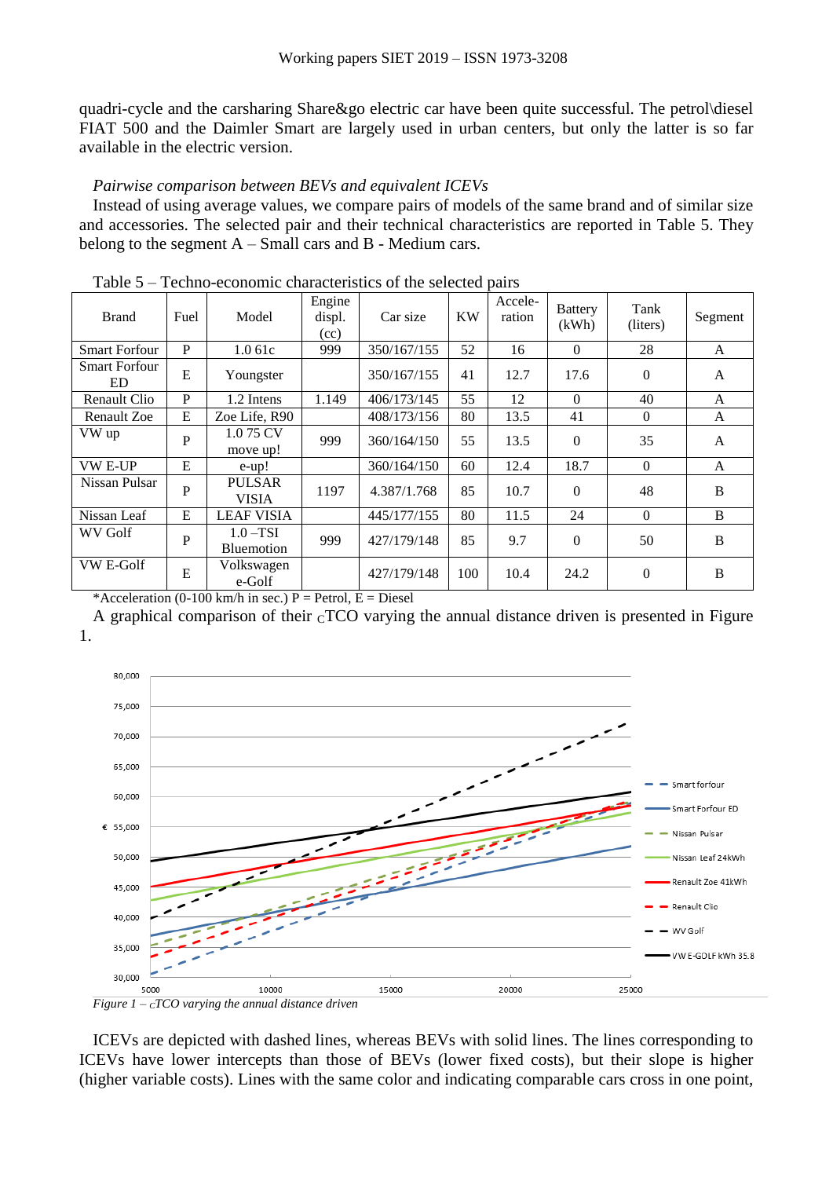quadri-cycle and the carsharing Share&go electric car have been quite successful. The petrol\diesel FIAT 500 and the Daimler Smart are largely used in urban centers, but only the latter is so far available in the electric version.

*Pairwise comparison between BEVs and equivalent ICEVs*

Instead of using average values, we compare pairs of models of the same brand and of similar size and accessories. The selected pair and their technical characteristics are reported in Table 5. They belong to the segment A – Small cars and B - Medium cars.

Table 5 – Techno-economic characteristics of the selected pairs

| Brand | Fuel | Model | Engine displ. (cc) | Car size | KW | Acceleration | Battery (kWh) | Tank (liters) | Segment |
|---|---|---|---|---|---|---|---|---|---|
| Smart Forfour | P | 1.0 61c | 999 | 350/167/155 | 52 | 16 | 0 | 28 | A |
| Smart Forfour ED | E | Youngster | | 350/167/155 | 41 | 12.7 | 17.6 | 0 | A |
| Renault Clio | P | 1.2 Intens | 1.149 | 406/173/145 | 55 | 12 | 0 | 40 | A |
| Renault Zoe | E | Zoe Life, R90 | | 408/173/156 | 80 | 13.5 | 41 | 0 | A |
| VW up | P | 1.0 75 CV move up! | 999 | 360/164/150 | 55 | 13.5 | 0 | 35 | A |
| VW E-UP | E | e-up! | | 360/164/150 | 60 | 12.4 | 18.7 | 0 | A |
| Nissan Pulsar | P | PULSAR VISIA | 1197 | 4.387/1.768 | 85 | 10.7 | 0 | 48 | B |
| Nissan Leaf | E | LEAF VISIA | | 445/177/155 | 80 | 11.5 | 24 | 0 | B |
| WV Golf | P | 1.0 –TSI Bluemotion | 999 | 427/179/148 | 85 | 9.7 | 0 | 50 | B |
| VW E-Golf | E | Volkswagen e-Golf | | 427/179/148 | 100 | 10.4 | 24.2 | 0 | B |

*Acceleration (0-100 km/h in sec.) P = Petrol, E = Diesel

A graphical comparison of their $_{C}$TCO varying the annual distance driven is presented in Figure 1.

*Figure 1 – $_{C}$TCO varying the annual distance driven*

ICEVs are depicted with dashed lines, whereas BEVs with solid lines. The lines corresponding to ICEVs have lower intercepts than those of BEVs (lower fixed costs), but their slope is higher (higher variable costs). Lines with the same color and indicating comparable cars cross in one point,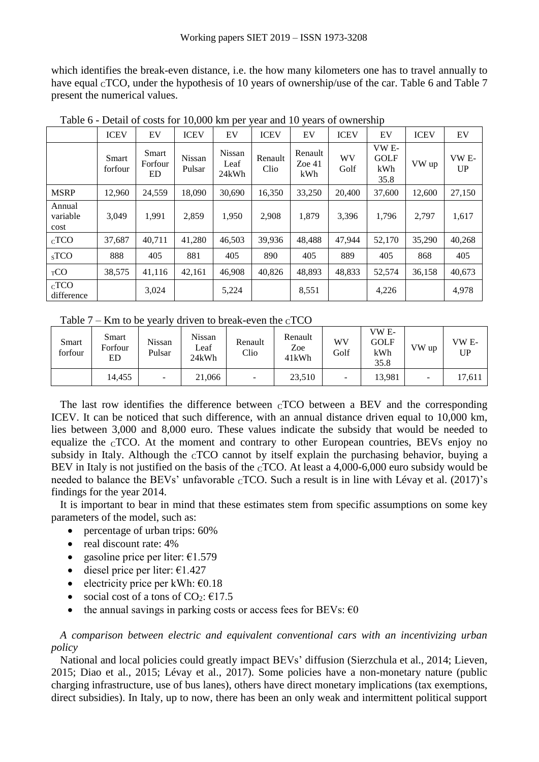which identifies the break-even distance, i.e. the how many kilometers one has to travel annually to have equal $_{C}$TCO, under the hypothesis of 10 years of ownership/use of the car. Table 6 and Table 7 present the numerical values.

Table 6 - Detail of costs for 10,000 km per year and 10 years of ownership

| | ICEV | EV | ICEV | EV | ICEV | EV | ICEV | EV | ICEV | EV |
|---|---|---|---|---|---|---|---|---|---|---|
| | Smart forfour | Smart Forfour ED | Nissan Pulsar | Nissan Leaf 24kWh | Renault Clio | Renault Zoe 41 kWh | WV Golf | VW E-GOLF kWh 35.8 | VW up | VW E-UP |
| MSRP | 12,960 | 24,559 | 18,090 | 30,690 | 16,350 | 33,250 | 20,400 | 37,600 | 12,600 | 27,150 |
| Annual variable cost | 3,049 | 1,991 | 2,859 | 1,950 | 2,908 | 1,879 | 3,396 | 1,796 | 2,797 | 1,617 |
| $_{C}$TCO | 37,687 | 40,711 | 41,280 | 46,503 | 39,936 | 48,488 | 47,944 | 52,170 | 35,290 | 40,268 |
| $_{S}$TCO | 888 | 405 | 881 | 405 | 890 | 405 | 889 | 405 | 868 | 405 |
| $_{T}$CO | 38,575 | 41,116 | 42,161 | 46,908 | 40,826 | 48,893 | 48,833 | 52,574 | 36,158 | 40,673 |
| $_{C}$TCO difference | | 3,024 | | 5,224 | | 8,551 | | 4,226 | | 4,978 |

Table 7 – Km to be yearly driven to break-even the $_{C}$TCO

| Smart forfour | Smart Forfour ED | Nissan Pulsar | Nissan Leaf 24kWh | Renault Clio | Renault Zoe 41kWh | WV Golf | VW E-GOLF kWh 35.8 | VW up | VW E-UP |
|---|---|---|---|---|---|---|---|---|---|
| | 14,455 | - | 21,066 | - | 23,510 | - | 13,981 | - | 17,611 |

The last row identifies the difference between $_{C}$TCO between a BEV and the corresponding ICEV. It can be noticed that such difference, with an annual distance driven equal to 10,000 km, lies between 3,000 and 8,000 euro. These values indicate the subsidy that would be needed to equalize the $_{C}$TCO. At the moment and contrary to other European countries, BEVs enjoy no subsidy in Italy. Although the $_{C}$TCO cannot by itself explain the purchasing behavior, buying a BEV in Italy is not justified on the basis of the $_{C}$TCO. At least a 4,000-6,000 euro subsidy would be needed to balance the BEVs' unfavorable $_{C}$TCO. Such a result is in line with Lévay et al. (2017)'s findings for the year 2014.

It is important to bear in mind that these estimates stem from specific assumptions on some key parameters of the model, such as:

- percentage of urban trips: 60%
- real discount rate: 4%
- gasoline price per liter: €1.579
- diesel price per liter: €1.427
- electricity price per kWh: €0.18
- social cost of a tons of $CO_2$: €17.5
- the annual savings in parking costs or access fees for BEVs: €0

*A comparison between electric and equivalent conventional cars with an incentivizing urban policy*

National and local policies could greatly impact BEVs' diffusion (Sierzchula et al., 2014; Lieven, 2015; Diao et al., 2015; Lévay et al., 2017). Some policies have a non-monetary nature (public charging infrastructure, use of bus lanes), others have direct monetary implications (tax exemptions, direct subsidies). In Italy, up to now, there has been an only weak and intermittent political support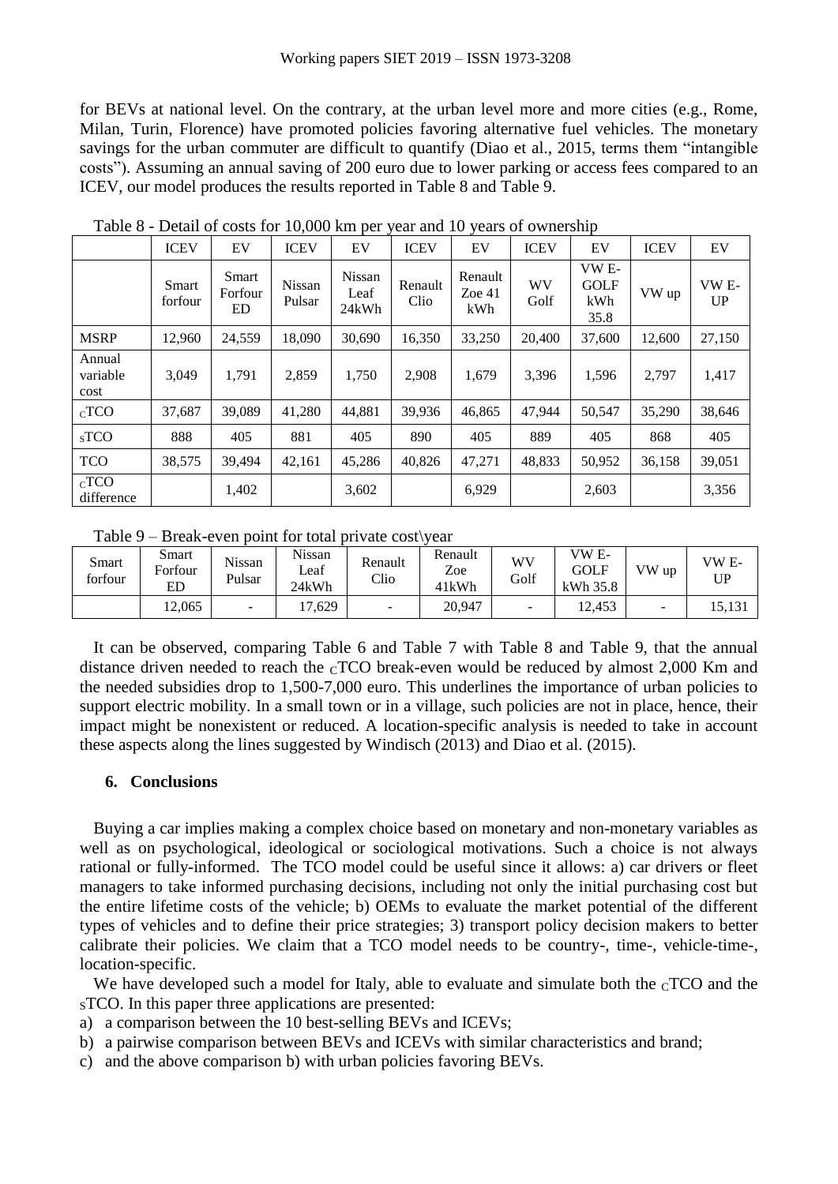for BEVs at national level. On the contrary, at the urban level more and more cities (e.g., Rome, Milan, Turin, Florence) have promoted policies favoring alternative fuel vehicles. The monetary savings for the urban commuter are difficult to quantify (Diao et al., 2015, terms them "intangible costs"). Assuming an annual saving of 200 euro due to lower parking or access fees compared to an ICEV, our model produces the results reported in Table 8 and Table 9.

Table 8 - Detail of costs for 10,000 km per year and 10 years of ownership

| | ICEV | EV | ICEV | EV | ICEV | EV | ICEV | EV | ICEV | EV |
|---|---|---|---|---|---|---|---|---|---|---|
| | Smart forfour | Smart Forfour ED | Nissan Pulsar | Nissan Leaf 24kWh | Renault Clio | Renault Zoe 41 kWh | WV Golf | VW E-GOLF kWh 35.8 | VW up | VW E-UP |
| MSRP | 12,960 | 24,559 | 18,090 | 30,690 | 16,350 | 33,250 | 20,400 | 37,600 | 12,600 | 27,150 |
| Annual variable cost | 3,049 | 1,791 | 2,859 | 1,750 | 2,908 | 1,679 | 3,396 | 1,596 | 2,797 | 1,417 |
| $_{C}$TCO | 37,687 | 39,089 | 41,280 | 44,881 | 39,936 | 46,865 | 47,944 | 50,547 | 35,290 | 38,646 |
| $_{S}$TCO | 888 | 405 | 881 | 405 | 890 | 405 | 889 | 405 | 868 | 405 |
| TCO | 38,575 | 39,494 | 42,161 | 45,286 | 40,826 | 47,271 | 48,833 | 50,952 | 36,158 | 39,051 |
| $_{C}$TCO difference | | 1,402 | | 3,602 | | 6,929 | | 2,603 | | 3,356 |

Table 9 – Break-even point for total private cost\year

| Smart forfour | Smart Forfour ED | Nissan Pulsar | Nissan Leaf 24kWh | Renault Clio | Renault Zoe 41kWh | WV Golf | VW E-GOLF kWh 35.8 | VW up | VW E-UP |
|---|---|---|---|---|---|---|---|---|---|
| | 12,065 | - | 17,629 | - | 20,947 | - | 12,453 | - | 15,131 |

It can be observed, comparing Table 6 and Table 7 with Table 8 and Table 9, that the annual distance driven needed to reach the $_{C}$TCO break-even would be reduced by almost 2,000 Km and the needed subsidies drop to 1,500-7,000 euro. This underlines the importance of urban policies to support electric mobility. In a small town or in a village, such policies are not in place, hence, their impact might be nonexistent or reduced. A location-specific analysis is needed to take in account these aspects along the lines suggested by Windisch (2013) and Diao et al. (2015).

## 6. Conclusions

Buying a car implies making a complex choice based on monetary and non-monetary variables as well as on psychological, ideological or sociological motivations. Such a choice is not always rational or fully-informed. The TCO model could be useful since it allows: a) car drivers or fleet managers to take informed purchasing decisions, including not only the initial purchasing cost but the entire lifetime costs of the vehicle; b) OEMs to evaluate the market potential of the different types of vehicles and to define their price strategies; 3) transport policy decision makers to better calibrate their policies. We claim that a TCO model needs to be country-, time-, vehicle-time-, location-specific.

We have developed such a model for Italy, able to evaluate and simulate both the $_{C}$TCO and the $_{S}$TCO. In this paper three applications are presented:

a) a comparison between the 10 best-selling BEVs and ICEVs;
b) a pairwise comparison between BEVs and ICEVs with similar characteristics and brand;
c) and the above comparison b) with urban policies favoring BEVs.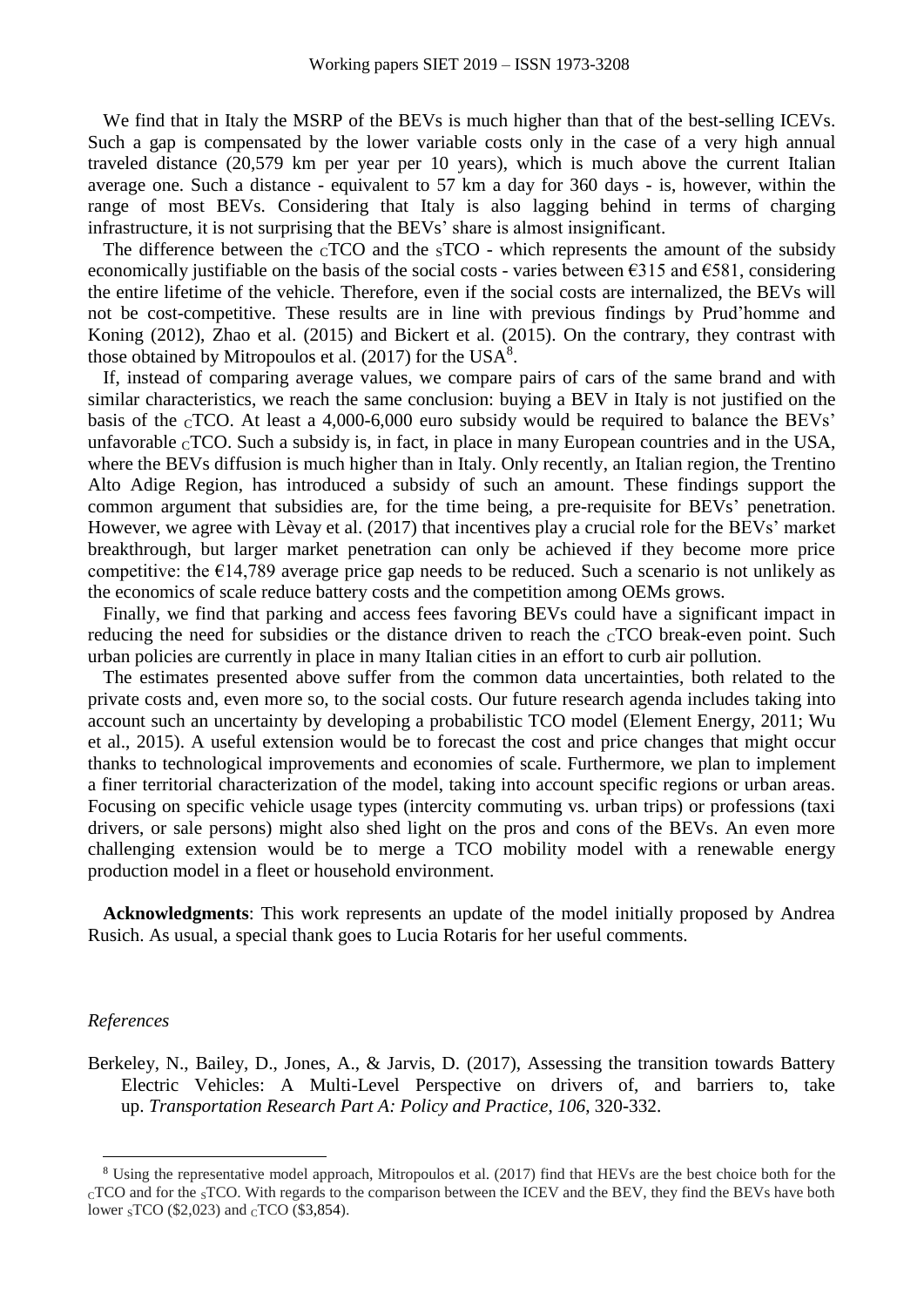We find that in Italy the MSRP of the BEVs is much higher than that of the best-selling ICEVs. Such a gap is compensated by the lower variable costs only in the case of a very high annual traveled distance (20,579 km per year per 10 years), which is much above the current Italian average one. Such a distance - equivalent to 57 km a day for 360 days - is, however, within the range of most BEVs. Considering that Italy is also lagging behind in terms of charging infrastructure, it is not surprising that the BEVs' share is almost insignificant.

The difference between the $_{C}$TCO and the $_{S}$TCO - which represents the amount of the subsidy economically justifiable on the basis of the social costs - varies between €315 and €581, considering the entire lifetime of the vehicle. Therefore, even if the social costs are internalized, the BEVs will not be cost-competitive. These results are in line with previous findings by Prud'homme and Koning (2012), Zhao et al. (2015) and Bickert et al. (2015). On the contrary, they contrast with those obtained by Mitropoulos et al. (2017) for the USA[8].

If, instead of comparing average values, we compare pairs of cars of the same brand and with similar characteristics, we reach the same conclusion: buying a BEV in Italy is not justified on the basis of the $_{C}$TCO. At least a 4,000-6,000 euro subsidy would be required to balance the BEVs' unfavorable $_{C}$TCO. Such a subsidy is, in fact, in place in many European countries and in the USA, where the BEVs diffusion is much higher than in Italy. Only recently, an Italian region, the Trentino Alto Adige Region, has introduced a subsidy of such an amount. These findings support the common argument that subsidies are, for the time being, a pre-requisite for BEVs' penetration. However, we agree with Lèvay et al. (2017) that incentives play a crucial role for the BEVs' market breakthrough, but larger market penetration can only be achieved if they become more price competitive: the €14,789 average price gap needs to be reduced. Such a scenario is not unlikely as the economics of scale reduce battery costs and the competition among OEMs grows.

Finally, we find that parking and access fees favoring BEVs could have a significant impact in reducing the need for subsidies or the distance driven to reach the $_{C}$TCO break-even point. Such urban policies are currently in place in many Italian cities in an effort to curb air pollution.

The estimates presented above suffer from the common data uncertainties, both related to the private costs and, even more so, to the social costs. Our future research agenda includes taking into account such an uncertainty by developing a probabilistic TCO model (Element Energy, 2011; Wu et al., 2015). A useful extension would be to forecast the cost and price changes that might occur thanks to technological improvements and economies of scale. Furthermore, we plan to implement a finer territorial characterization of the model, taking into account specific regions or urban areas. Focusing on specific vehicle usage types (intercity commuting vs. urban trips) or professions (taxi drivers, or sale persons) might also shed light on the pros and cons of the BEVs. An even more challenging extension would be to merge a TCO mobility model with a renewable energy production model in a fleet or household environment.

**Acknowledgments**: This work represents an update of the model initially proposed by Andrea Rusich. As usual, a special thank goes to Lucia Rotaris for her useful comments.

*References*

Berkeley, N., Bailey, D., Jones, A., & Jarvis, D. (2017), Assessing the transition towards Battery Electric Vehicles: A Multi-Level Perspective on drivers of, and barriers to, take up. *Transportation Research Part A: Policy and Practice*, *106*, 320-332.

[8] Using the representative model approach, Mitropoulos et al. (2017) find that HEVs are the best choice both for the $_{C}$TCO and for the $_{S}$TCO. With regards to the comparison between the ICEV and the BEV, they find the BEVs have both lower $_{S}$TCO ($2,023) and $_{C}$TCO ($3,854).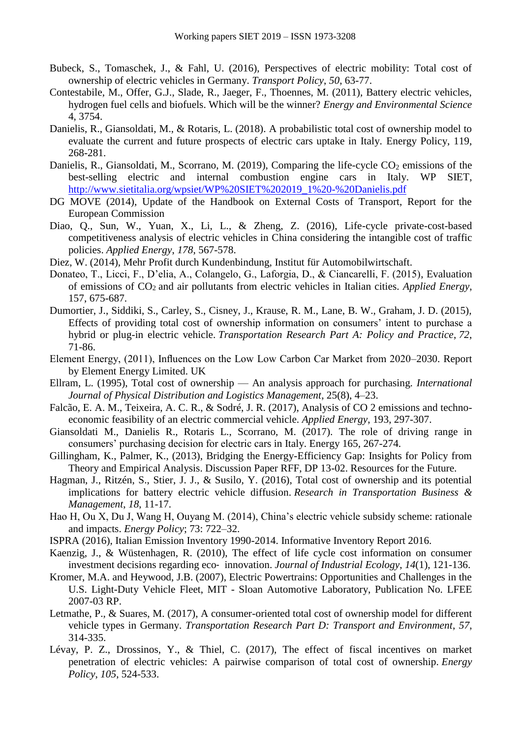Bubeck, S., Tomaschek, J., & Fahl, U. (2016), Perspectives of electric mobility: Total cost of ownership of electric vehicles in Germany. *Transport Policy*, *50*, 63-77.

Contestabile, M., Offer, G.J., Slade, R., Jaeger, F., Thoennes, M. (2011), Battery electric vehicles, hydrogen fuel cells and biofuels. Which will be the winner? *Energy and Environmental Science* 4, 3754.

Danielis, R., Giansoldati, M., & Rotaris, L. (2018). A probabilistic total cost of ownership model to evaluate the current and future prospects of electric cars uptake in Italy. Energy Policy, 119, 268-281.

Danielis, R., Giansoldati, M., Scorrano, M. (2019), Comparing the life-cycle $CO_2$ emissions of the best-selling electric and internal combustion engine cars in Italy. WP SIET, http://www.sietitalia.org/wpsiet/WP%20SIET%202019_1%20-%20Danielis.pdf

DG MOVE (2014), Update of the Handbook on External Costs of Transport, Report for the European Commission

Diao, Q., Sun, W., Yuan, X., Li, L., & Zheng, Z. (2016), Life-cycle private-cost-based competitiveness analysis of electric vehicles in China considering the intangible cost of traffic policies. *Applied Energy*, *178*, 567-578.

Diez, W. (2014), Mehr Profit durch Kundenbindung, Institut für Automobilwirtschaft.

Donateo, T., Licci, F., D'elia, A., Colangelo, G., Laforgia, D., & Ciancarelli, F. (2015), Evaluation of emissions of $CO_2$ and air pollutants from electric vehicles in Italian cities. *Applied Energy*, 157, 675-687.

Dumortier, J., Siddiki, S., Carley, S., Cisney, J., Krause, R. M., Lane, B. W., Graham, J. D. (2015), Effects of providing total cost of ownership information on consumers' intent to purchase a hybrid or plug-in electric vehicle. *Transportation Research Part A: Policy and Practice*, *72*, 71-86.

Element Energy, (2011), Influences on the Low Low Carbon Car Market from 2020–2030. Report by Element Energy Limited. UK

Ellram, L. (1995), Total cost of ownership — An analysis approach for purchasing. *International Journal of Physical Distribution and Logistics Management*, 25(8), 4–23.

Falcão, E. A. M., Teixeira, A. C. R., & Sodré, J. R. (2017), Analysis of CO 2 emissions and techno-economic feasibility of an electric commercial vehicle. *Applied Energy*, 193, 297-307.

Giansoldati M., Danielis R., Rotaris L., Scorrano, M. (2017). The role of driving range in consumers' purchasing decision for electric cars in Italy. Energy 165, 267-274.

Gillingham, K., Palmer, K., (2013), Bridging the Energy-Efficiency Gap: Insights for Policy from Theory and Empirical Analysis. Discussion Paper RFF, DP 13-02. Resources for the Future.

Hagman, J., Ritzén, S., Stier, J. J., & Susilo, Y. (2016), Total cost of ownership and its potential implications for battery electric vehicle diffusion. *Research in Transportation Business & Management*, *18*, 11-17.

Hao H, Ou X, Du J, Wang H, Ouyang M. (2014), China's electric vehicle subsidy scheme: rationale and impacts. *Energy Policy*; 73: 722–32.

ISPRA (2016), Italian Emission Inventory 1990-2014. Informative Inventory Report 2016.

Kaenzig, J., & Wüstenhagen, R. (2010), The effect of life cycle cost information on consumer investment decisions regarding eco‐ innovation. *Journal of Industrial Ecology*, *14*(1), 121-136.

Kromer, M.A. and Heywood, J.B. (2007), Electric Powertrains: Opportunities and Challenges in the U.S. Light-Duty Vehicle Fleet, MIT - Sloan Automotive Laboratory, Publication No. LFEE 2007-03 RP.

Letmathe, P., & Suares, M. (2017), A consumer-oriented total cost of ownership model for different vehicle types in Germany. *Transportation Research Part D: Transport and Environment*, *57*, 314-335.

Lévay, P. Z., Drossinos, Y., & Thiel, C. (2017), The effect of fiscal incentives on market penetration of electric vehicles: A pairwise comparison of total cost of ownership. *Energy Policy*, *105*, 524-533.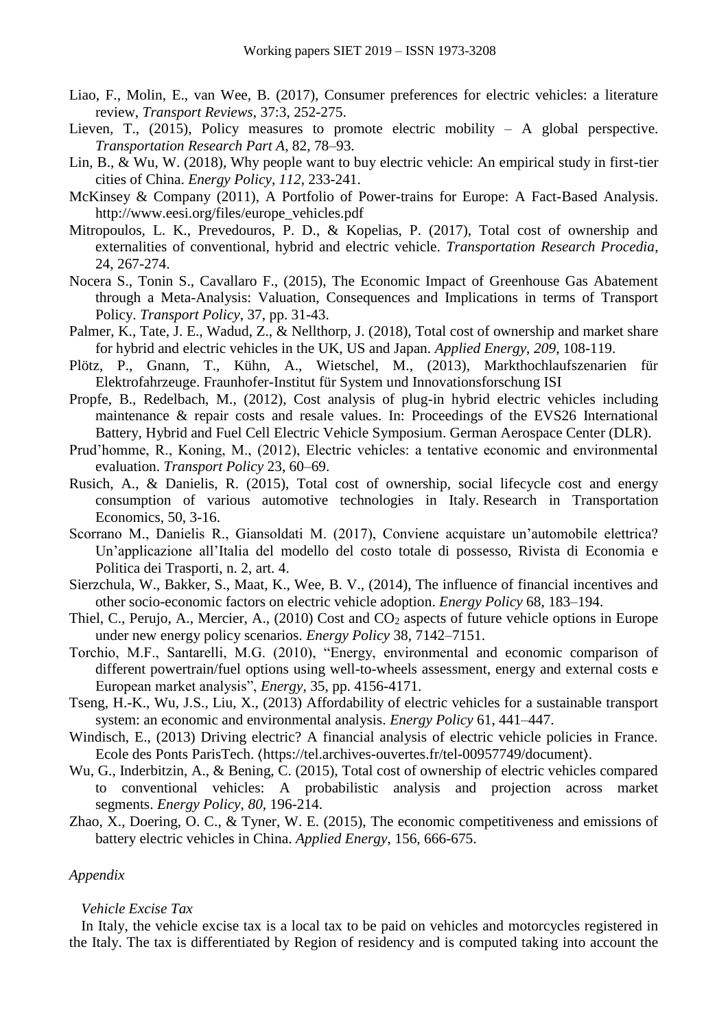Liao, F., Molin, E., van Wee, B. (2017), Consumer preferences for electric vehicles: a literature review, *Transport Reviews*, 37:3, 252-275.

Lieven, T., (2015), Policy measures to promote electric mobility – A global perspective. *Transportation Research Part A*, 82, 78–93.

Lin, B., & Wu, W. (2018), Why people want to buy electric vehicle: An empirical study in first-tier cities of China. *Energy Policy*, *112*, 233-241.

McKinsey & Company (2011), A Portfolio of Power-trains for Europe: A Fact-Based Analysis. http://www.eesi.org/files/europe_vehicles.pdf

Mitropoulos, L. K., Prevedouros, P. D., & Kopelias, P. (2017), Total cost of ownership and externalities of conventional, hybrid and electric vehicle. *Transportation Research Procedia*, 24, 267-274.

Nocera S., Tonin S., Cavallaro F., (2015), The Economic Impact of Greenhouse Gas Abatement through a Meta-Analysis: Valuation, Consequences and Implications in terms of Transport Policy. *Transport Policy*, 37, pp. 31-43.

Palmer, K., Tate, J. E., Wadud, Z., & Nellthorp, J. (2018), Total cost of ownership and market share for hybrid and electric vehicles in the UK, US and Japan. *Applied Energy*, *209*, 108-119.

Plötz, P., Gnann, T., Kühn, A., Wietschel, M., (2013), Markthochlaufszenarien für Elektrofahrzeuge. Fraunhofer-Institut für System und Innovationsforschung ISI

Propfe, B., Redelbach, M., (2012), Cost analysis of plug-in hybrid electric vehicles including maintenance & repair costs and resale values. In: Proceedings of the EVS26 International Battery, Hybrid and Fuel Cell Electric Vehicle Symposium. German Aerospace Center (DLR).

Prud'homme, R., Koning, M., (2012), Electric vehicles: a tentative economic and environmental evaluation. *Transport Policy* 23, 60–69.

Rusich, A., & Danielis, R. (2015), Total cost of ownership, social lifecycle cost and energy consumption of various automotive technologies in Italy. Research in Transportation Economics, 50, 3-16.

Scorrano M., Danielis R., Giansoldati M. (2017), Conviene acquistare un'automobile elettrica? Un'applicazione all'Italia del modello del costo totale di possesso, Rivista di Economia e Politica dei Trasporti, n. 2, art. 4.

Sierzchula, W., Bakker, S., Maat, K., Wee, B. V., (2014), The influence of financial incentives and other socio-economic factors on electric vehicle adoption. *Energy Policy* 68, 183–194.

Thiel, C., Perujo, A., Mercier, A., (2010) Cost and $CO_2$ aspects of future vehicle options in Europe under new energy policy scenarios. *Energy Policy* 38, 7142–7151.

Torchio, M.F., Santarelli, M.G. (2010), "Energy, environmental and economic comparison of different powertrain/fuel options using well-to-wheels assessment, energy and external costs e European market analysis", *Energy*, 35, pp. 4156-4171.

Tseng, H.-K., Wu, J.S., Liu, X., (2013) Affordability of electric vehicles for a sustainable transport system: an economic and environmental analysis. *Energy Policy* 61, 441–447.

Windisch, E., (2013) Driving electric? A financial analysis of electric vehicle policies in France. Ecole des Ponts ParisTech. ⟨https://tel.archives-ouvertes.fr/tel-00957749/document⟩.

Wu, G., Inderbitzin, A., & Bening, C. (2015), Total cost of ownership of electric vehicles compared to conventional vehicles: A probabilistic analysis and projection across market segments. *Energy Policy*, *80*, 196-214.

Zhao, X., Doering, O. C., & Tyner, W. E. (2015), The economic competitiveness and emissions of battery electric vehicles in China. *Applied Energy*, 156, 666-675.

*Appendix*

*Vehicle Excise Tax*

In Italy, the vehicle excise tax is a local tax to be paid on vehicles and motorcycles registered in the Italy. The tax is differentiated by Region of residency and is computed taking into account the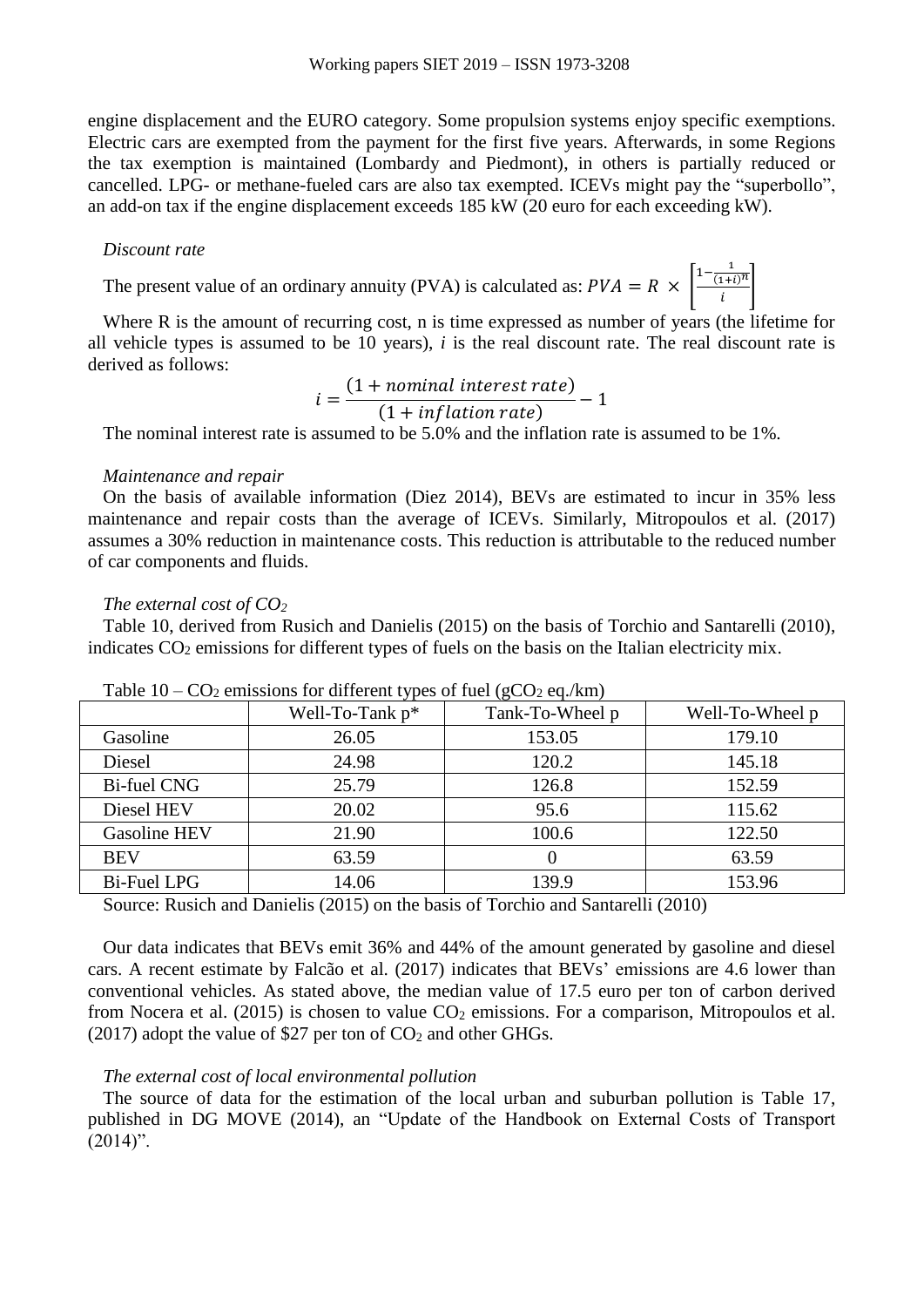engine displacement and the EURO category. Some propulsion systems enjoy specific exemptions. Electric cars are exempted from the payment for the first five years. Afterwards, in some Regions the tax exemption is maintained (Lombardy and Piedmont), in others is partially reduced or cancelled. LPG- or methane-fueled cars are also tax exempted. ICEVs might pay the "superbollo", an add-on tax if the engine displacement exceeds 185 kW (20 euro for each exceeding kW).

*Discount rate*

The present value of an ordinary annuity (PVA) is calculated as: $PVA = R \times \left[\frac{1-\frac{1}{(1+i)^n}}{i}\right]$

Where R is the amount of recurring cost, n is time expressed as number of years (the lifetime for all vehicle types is assumed to be 10 years), *i* is the real discount rate. The real discount rate is derived as follows:

$$i = \frac{(1 + nominal\ interest\ rate)}{(1 + inflation\ rate)} - 1$$

The nominal interest rate is assumed to be 5.0% and the inflation rate is assumed to be 1%.

*Maintenance and repair*

On the basis of available information (Diez 2014), BEVs are estimated to incur in 35% less maintenance and repair costs than the average of ICEVs. Similarly, Mitropoulos et al. (2017) assumes a 30% reduction in maintenance costs. This reduction is attributable to the reduced number of car components and fluids.

*The external cost of $CO_2$*

Table 10, derived from Rusich and Danielis (2015) on the basis of Torchio and Santarelli (2010), indicates $CO_2$ emissions for different types of fuels on the basis on the Italian electricity mix.

Table 10 – $CO_2$ emissions for different types of fuel ($gCO_2$ eq./km)

| | Well-To-Tank p* | Tank-To-Wheel p | Well-To-Wheel p |
|---|---|---|---|
| Gasoline | 26.05 | 153.05 | 179.10 |
| Diesel | 24.98 | 120.2 | 145.18 |
| Bi-fuel CNG | 25.79 | 126.8 | 152.59 |
| Diesel HEV | 20.02 | 95.6 | 115.62 |
| Gasoline HEV | 21.90 | 100.6 | 122.50 |
| BEV | 63.59 | 0 | 63.59 |
| Bi-Fuel LPG | 14.06 | 139.9 | 153.96 |

Source: Rusich and Danielis (2015) on the basis of Torchio and Santarelli (2010)

Our data indicates that BEVs emit 36% and 44% of the amount generated by gasoline and diesel cars. A recent estimate by Falcão et al. (2017) indicates that BEVs' emissions are 4.6 lower than conventional vehicles. As stated above, the median value of 17.5 euro per ton of carbon derived from Nocera et al. (2015) is chosen to value $CO_2$ emissions. For a comparison, Mitropoulos et al. (2017) adopt the value of $27 per ton of $CO_2$ and other GHGs.

*The external cost of local environmental pollution*

The source of data for the estimation of the local urban and suburban pollution is Table 17, published in DG MOVE (2014), an "Update of the Handbook on External Costs of Transport (2014)".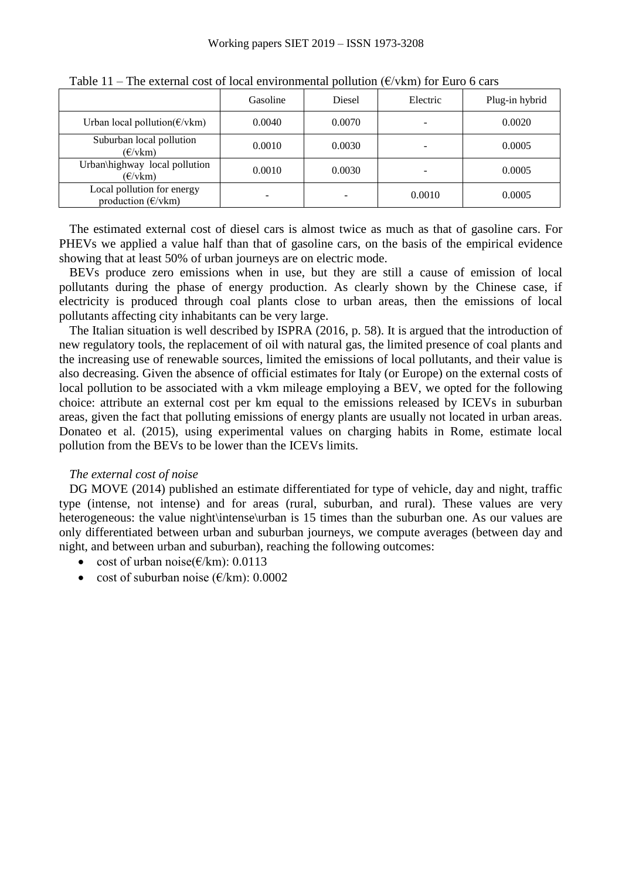Table 11 – The external cost of local environmental pollution (€/vkm) for Euro 6 cars

| | Gasoline | Diesel | Electric | Plug-in hybrid |
|---|---|---|---|---|
| Urban local pollution(€/vkm) | 0.0040 | 0.0070 | - | 0.0020 |
| Suburban local pollution (€/vkm) | 0.0010 | 0.0030 | - | 0.0005 |
| Urban\highway local pollution (€/vkm) | 0.0010 | 0.0030 | - | 0.0005 |
| Local pollution for energy production (€/vkm) | - | - | 0.0010 | 0.0005 |

The estimated external cost of diesel cars is almost twice as much as that of gasoline cars. For PHEVs we applied a value half than that of gasoline cars, on the basis of the empirical evidence showing that at least 50% of urban journeys are on electric mode.

BEVs produce zero emissions when in use, but they are still a cause of emission of local pollutants during the phase of energy production. As clearly shown by the Chinese case, if electricity is produced through coal plants close to urban areas, then the emissions of local pollutants affecting city inhabitants can be very large.

The Italian situation is well described by ISPRA (2016, p. 58). It is argued that the introduction of new regulatory tools, the replacement of oil with natural gas, the limited presence of coal plants and the increasing use of renewable sources, limited the emissions of local pollutants, and their value is also decreasing. Given the absence of official estimates for Italy (or Europe) on the external costs of local pollution to be associated with a vkm mileage employing a BEV, we opted for the following choice: attribute an external cost per km equal to the emissions released by ICEVs in suburban areas, given the fact that polluting emissions of energy plants are usually not located in urban areas. Donateo et al. (2015), using experimental values on charging habits in Rome, estimate local pollution from the BEVs to be lower than the ICEVs limits.

*The external cost of noise*

DG MOVE (2014) published an estimate differentiated for type of vehicle, day and night, traffic type (intense, not intense) and for areas (rural, suburban, and rural). These values are very heterogeneous: the value night\intense\urban is 15 times than the suburban one. As our values are only differentiated between urban and suburban journeys, we compute averages (between day and night, and between urban and suburban), reaching the following outcomes:

- cost of urban noise(€/km): 0.0113
- cost of suburban noise (€/km): 0.0002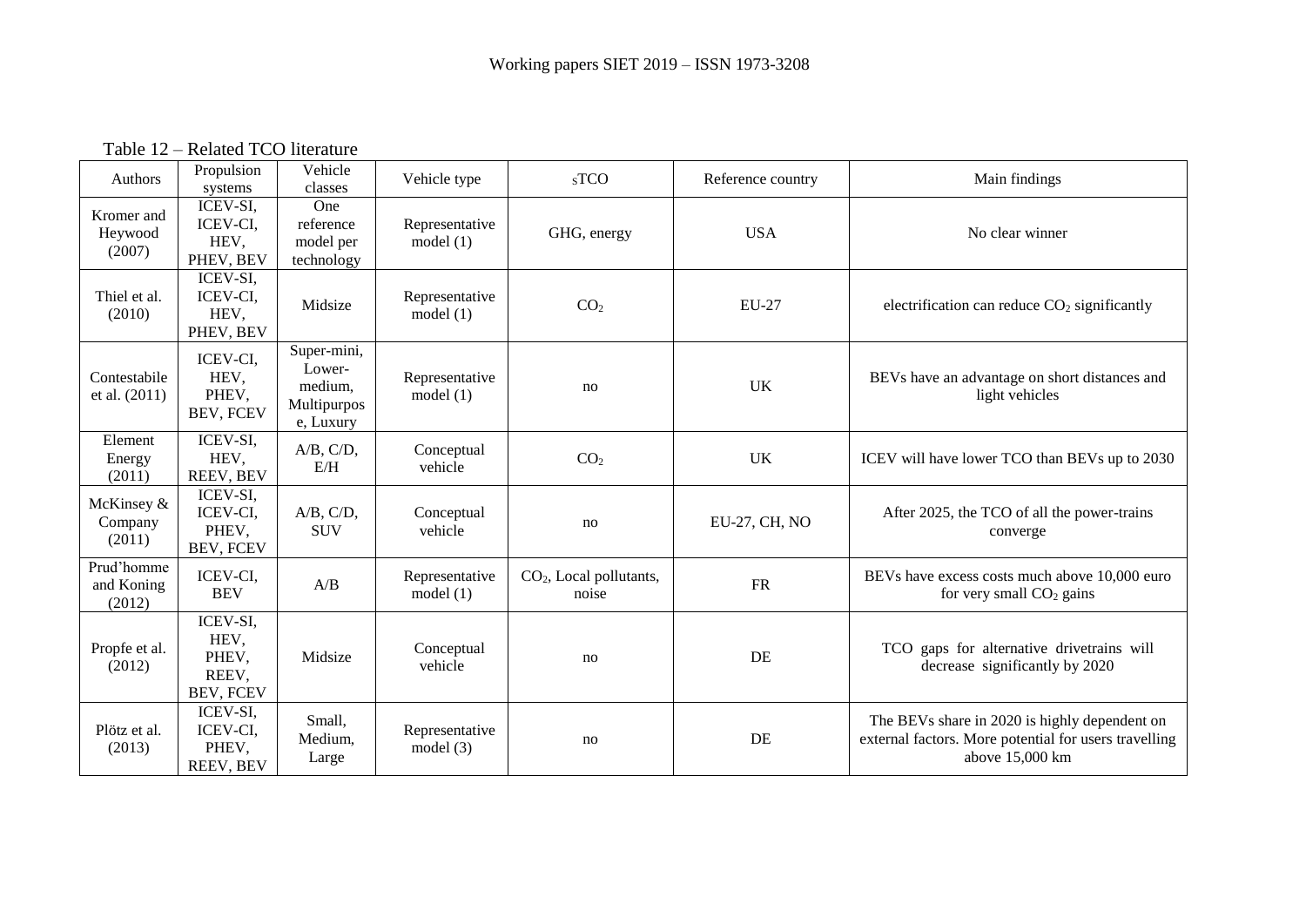Table 12 – Related TCO literature

| Authors | Propulsion systems | Vehicle classes | Vehicle type | $_S$TCO | Reference country | Main findings |
|---|---|---|---|---|---|---|
| Kromer and Heywood (2007) | ICEV-SI, ICEV-CI, HEV, PHEV, BEV | One reference model per technology | Representative model (1) | GHG, energy | USA | No clear winner |
| Thiel et al. (2010) | ICEV-SI, ICEV-CI, HEV, PHEV, BEV | Midsize | Representative model (1) | $CO_2$ | EU-27 | electrification can reduce $CO_2$ significantly |
| Contestabile et al. (2011) | ICEV-CI, HEV, PHEV, BEV, FCEV | Super-mini, Lower-medium, Multipurpose, Luxury | Representative model (1) | no | UK | BEVs have an advantage on short distances and light vehicles |
| Element Energy (2011) | ICEV-SI, HEV, REEV, BEV | A/B, C/D, E/H | Conceptual vehicle | $CO_2$ | UK | ICEV will have lower TCO than BEVs up to 2030 |
| McKinsey & Company (2011) | ICEV-SI, ICEV-CI, PHEV, BEV, FCEV | A/B, C/D, SUV | Conceptual vehicle | no | EU-27, CH, NO | After 2025, the TCO of all the power-trains converge |
| Prud'homme and Koning (2012) | ICEV-CI, BEV | A/B | Representative model (1) | $CO_2$, Local pollutants, noise | FR | BEVs have excess costs much above 10,000 euro for very small $CO_2$ gains |
| Propfe et al. (2012) | ICEV-SI, HEV, PHEV, REEV, BEV, FCEV | Midsize | Conceptual vehicle | no | DE | TCO gaps for alternative drivetrains will decrease significantly by 2020 |
| Plötz et al. (2013) | ICEV-SI, ICEV-CI, PHEV, REEV, BEV | Small, Medium, Large | Representative model (3) | no | DE | The BEVs share in 2020 is highly dependent on external factors. More potential for users travelling above 15,000 km |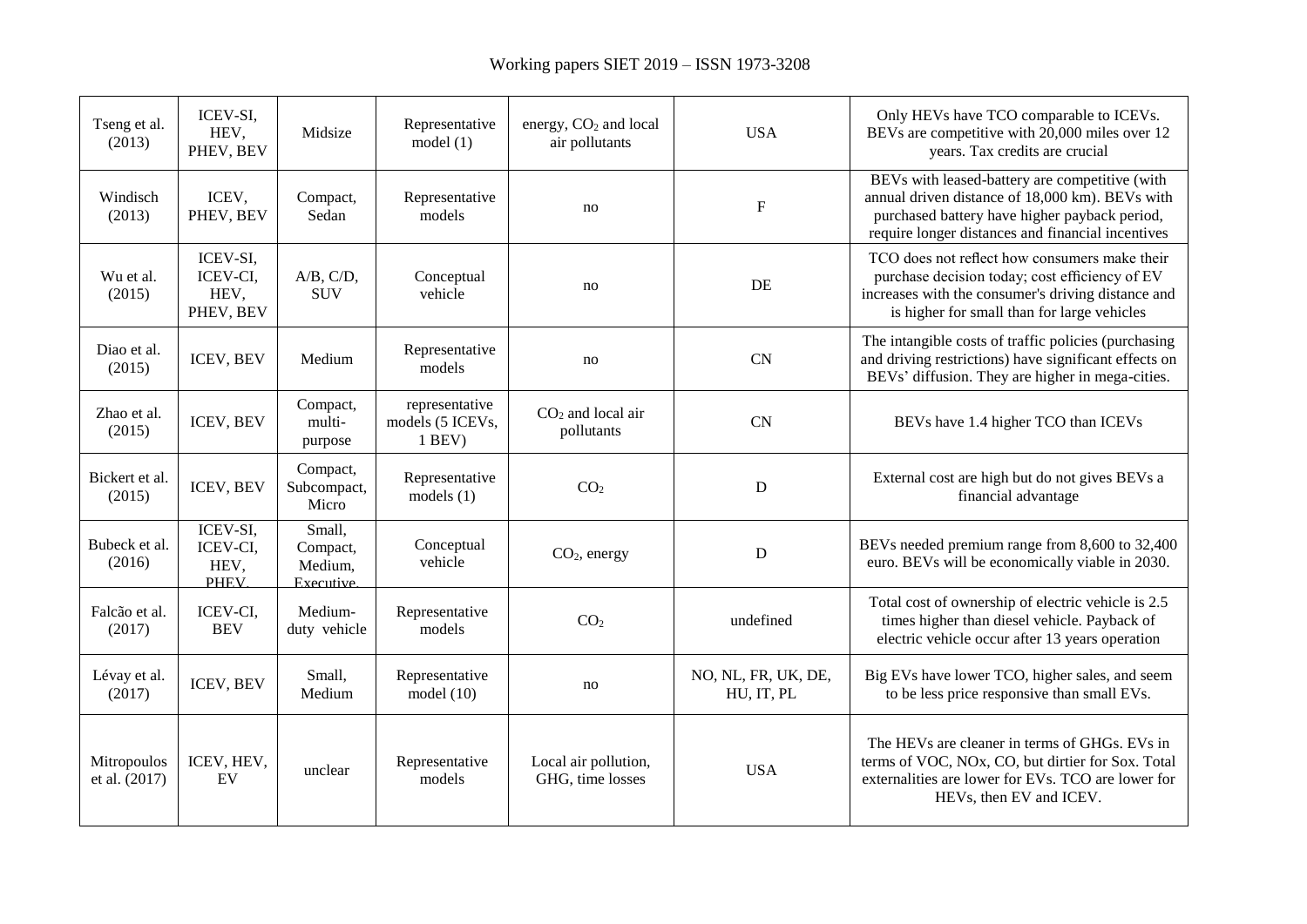| | | | | | | |
|---|---|---|---|---|---|---|
| Tseng et al. (2013) | ICEV-SI, HEV, PHEV, BEV | Midsize | Representative model (1) | energy, $CO_2$ and local air pollutants | USA | Only HEVs have TCO comparable to ICEVs. BEVs are competitive with 20,000 miles over 12 years. Tax credits are crucial |
| Windisch (2013) | ICEV, PHEV, BEV | Compact, Sedan | Representative models | no | F | BEVs with leased-battery are competitive (with annual driven distance of 18,000 km). BEVs with purchased battery have higher payback period, require longer distances and financial incentives |
| Wu et al. (2015) | ICEV-SI, ICEV-CI, HEV, PHEV, BEV | A/B, C/D, SUV | Conceptual vehicle | no | DE | TCO does not reflect how consumers make their purchase decision today; cost efficiency of EV increases with the consumer's driving distance and is higher for small than for large vehicles |
| Diao et al. (2015) | ICEV, BEV | Medium | Representative models | no | CN | The intangible costs of traffic policies (purchasing and driving restrictions) have significant effects on BEVs' diffusion. They are higher in mega-cities. |
| Zhao et al. (2015) | ICEV, BEV | Compact, multi-purpose | representative models (5 ICEVs, 1 BEV) | $CO_2$ and local air pollutants | CN | BEVs have 1.4 higher TCO than ICEVs |
| Bickert et al. (2015) | ICEV, BEV | Compact, Subcompact, Micro | Representative models (1) | $CO_2$ | D | External cost are high but do not gives BEVs a financial advantage |
| Bubeck et al. (2016) | ICEV-SI, ICEV-CI, HEV, PHEV, | Small, Compact, Medium, Executive, | Conceptual vehicle | $CO_2$, energy | D | BEVs needed premium range from 8,600 to 32,400 euro. BEVs will be economically viable in 2030. |
| Falcão et al. (2017) | ICEV-CI, BEV | Medium-duty vehicle | Representative models | $CO_2$ | undefined | Total cost of ownership of electric vehicle is 2.5 times higher than diesel vehicle. Payback of electric vehicle occur after 13 years operation |
| Lévay et al. (2017) | ICEV, BEV | Small, Medium | Representative model (10) | no | NO, NL, FR, UK, DE, HU, IT, PL | Big EVs have lower TCO, higher sales, and seem to be less price responsive than small EVs. |
| Mitropoulos et al. (2017) | ICEV, HEV, EV | unclear | Representative models | Local air pollution, GHG, time losses | USA | The HEVs are cleaner in terms of GHGs. EVs in terms of VOC, NOx, CO, but dirtier for Sox. Total externalities are lower for EVs. TCO are lower for HEVs, then EV and ICEV. |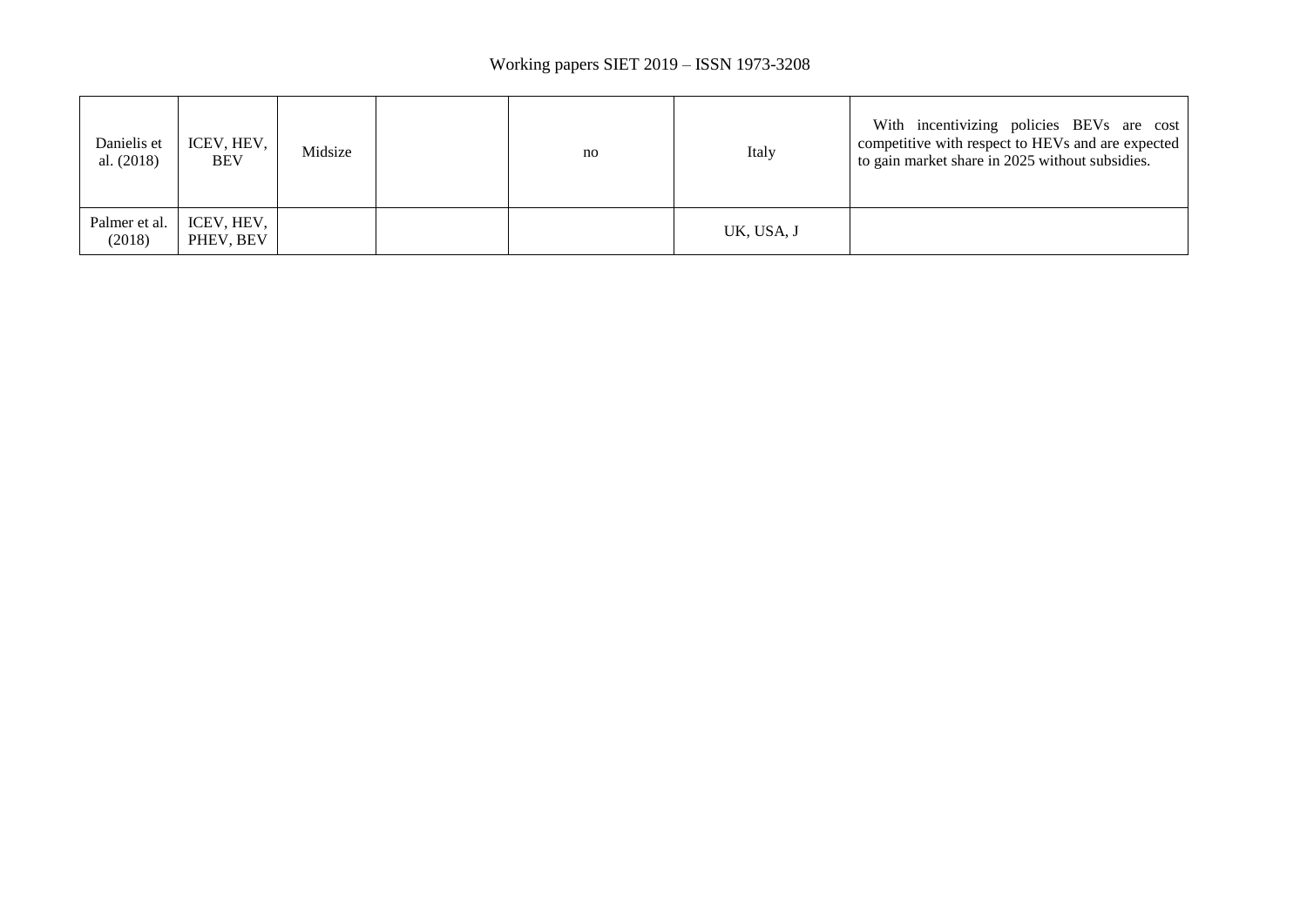| | | | | | | |
|---|---|---|---|---|---|---|
| Danielis et al. (2018) | ICEV, HEV, BEV | Midsize | | no | Italy | With incentivizing policies BEVs are cost competitive with respect to HEVs and are expected to gain market share in 2025 without subsidies. |
| Palmer et al. (2018) | ICEV, HEV, PHEV, BEV | | | | UK, USA, J | |